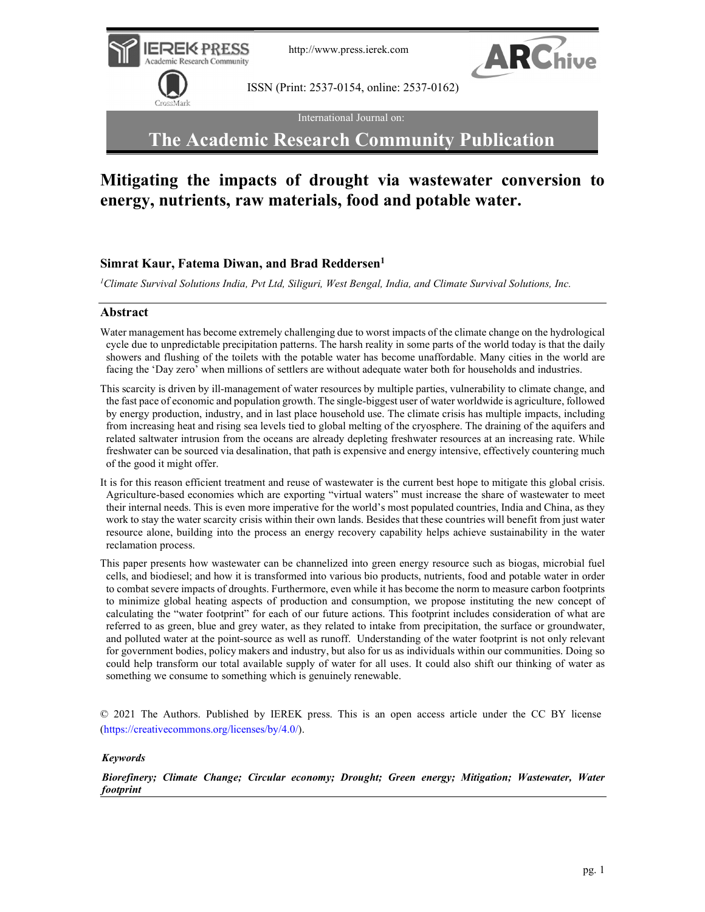# Mitigating the impacts of drought via wastewater conversion to energy, nutrients, raw materials, food and potable water.

**Simrat Kaur, Fatema Diwan, and Brad Reddersen[1]**

*[1]Climate Survival Solutions India, Pvt Ltd, Siliguri, West Bengal, India, and Climate Survival Solutions, Inc.*

## Abstract

Water management has become extremely challenging due to worst impacts of the climate change on the hydrological cycle due to unpredictable precipitation patterns. The harsh reality in some parts of the world today is that the daily showers and flushing of the toilets with the potable water has become unaffordable. Many cities in the world are facing the 'Day zero' when millions of settlers are without adequate water both for households and industries.

This scarcity is driven by ill-management of water resources by multiple parties, vulnerability to climate change, and the fast pace of economic and population growth. The single-biggest user of water worldwide is agriculture, followed by energy production, industry, and in last place household use. The climate crisis has multiple impacts, including from increasing heat and rising sea levels tied to global melting of the cryosphere. The draining of the aquifers and related saltwater intrusion from the oceans are already depleting freshwater resources at an increasing rate. While freshwater can be sourced via desalination, that path is expensive and energy intensive, effectively countering much of the good it might offer.

It is for this reason efficient treatment and reuse of wastewater is the current best hope to mitigate this global crisis. Agriculture-based economies which are exporting "virtual waters" must increase the share of wastewater to meet their internal needs. This is even more imperative for the world's most populated countries, India and China, as they work to stay the water scarcity crisis within their own lands. Besides that these countries will benefit from just water resource alone, building into the process an energy recovery capability helps achieve sustainability in the water reclamation process.

This paper presents how wastewater can be channelized into green energy resource such as biogas, microbial fuel cells, and biodiesel; and how it is transformed into various bio products, nutrients, food and potable water in order to combat severe impacts of droughts. Furthermore, even while it has become the norm to measure carbon footprints to minimize global heating aspects of production and consumption, we propose instituting the new concept of calculating the "water footprint" for each of our future actions. This footprint includes consideration of what are referred to as green, blue and grey water, as they related to intake from precipitation, the surface or groundwater, and polluted water at the point-source as well as runoff. Understanding of the water footprint is not only relevant for government bodies, policy makers and industry, but also for us as individuals within our communities. Doing so could help transform our total available supply of water for all uses. It could also shift our thinking of water as something we consume to something which is genuinely renewable.

© 2021 The Authors. Published by IEREK press. This is an open access article under the CC BY license (https://creativecommons.org/licenses/by/4.0/).

***Keywords***

***Biorefinery; Climate Change; Circular economy; Drought; Green energy; Mitigation; Wastewater, Water footprint***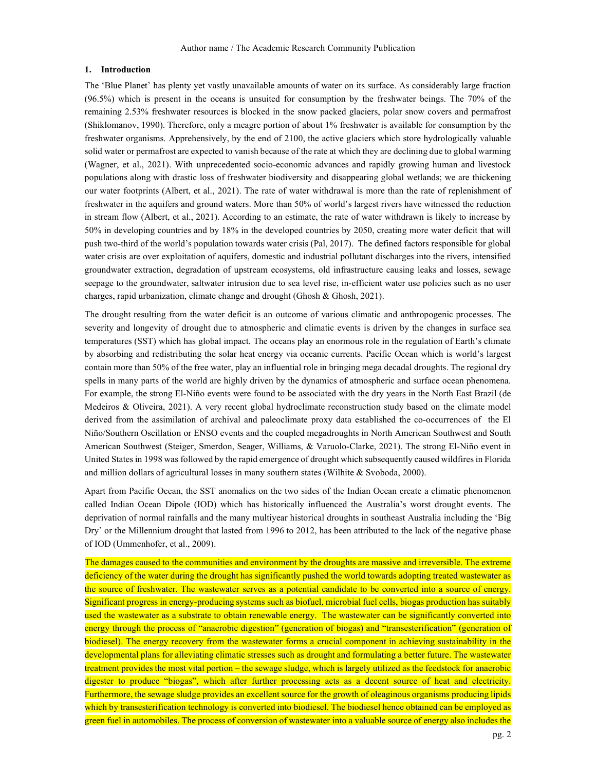## 1. Introduction

The 'Blue Planet' has plenty yet vastly unavailable amounts of water on its surface. As considerably large fraction (96.5%) which is present in the oceans is unsuited for consumption by the freshwater beings. The 70% of the remaining 2.53% freshwater resources is blocked in the snow packed glaciers, polar snow covers and permafrost (Shiklomanov, 1990). Therefore, only a meagre portion of about 1% freshwater is available for consumption by the freshwater organisms. Apprehensively, by the end of 2100, the active glaciers which store hydrologically valuable solid water or permafrost are expected to vanish because of the rate at which they are declining due to global warming (Wagner, et al., 2021). With unprecedented socio-economic advances and rapidly growing human and livestock populations along with drastic loss of freshwater biodiversity and disappearing global wetlands; we are thickening our water footprints (Albert, et al., 2021). The rate of water withdrawal is more than the rate of replenishment of freshwater in the aquifers and ground waters. More than 50% of world's largest rivers have witnessed the reduction in stream flow (Albert, et al., 2021). According to an estimate, the rate of water withdrawn is likely to increase by 50% in developing countries and by 18% in the developed countries by 2050, creating more water deficit that will push two-third of the world's population towards water crisis (Pal, 2017). The defined factors responsible for global water crisis are over exploitation of aquifers, domestic and industrial pollutant discharges into the rivers, intensified groundwater extraction, degradation of upstream ecosystems, old infrastructure causing leaks and losses, sewage seepage to the groundwater, saltwater intrusion due to sea level rise, in-efficient water use policies such as no user charges, rapid urbanization, climate change and drought (Ghosh & Ghosh, 2021).

The drought resulting from the water deficit is an outcome of various climatic and anthropogenic processes. The severity and longevity of drought due to atmospheric and climatic events is driven by the changes in surface sea temperatures (SST) which has global impact. The oceans play an enormous role in the regulation of Earth's climate by absorbing and redistributing the solar heat energy via oceanic currents. Pacific Ocean which is world's largest contain more than 50% of the free water, play an influential role in bringing mega decadal droughts. The regional dry spells in many parts of the world are highly driven by the dynamics of atmospheric and surface ocean phenomena. For example, the strong El-Niño events were found to be associated with the dry years in the North East Brazil (de Medeiros & Oliveira, 2021). A very recent global hydroclimate reconstruction study based on the climate model derived from the assimilation of archival and paleoclimate proxy data established the co-occurrences of the El Niño/Southern Oscillation or ENSO events and the coupled megadroughts in North American Southwest and South American Southwest (Steiger, Smerdon, Seager, Williams, & Varuolo-Clarke, 2021). The strong El-Niño event in United States in 1998 was followed by the rapid emergence of drought which subsequently caused wildfires in Florida and million dollars of agricultural losses in many southern states (Wilhite & Svoboda, 2000).

Apart from Pacific Ocean, the SST anomalies on the two sides of the Indian Ocean create a climatic phenomenon called Indian Ocean Dipole (IOD) which has historically influenced the Australia's worst drought events. The deprivation of normal rainfalls and the many multiyear historical droughts in southeast Australia including the 'Big Dry' or the Millennium drought that lasted from 1996 to 2012, has been attributed to the lack of the negative phase of IOD (Ummenhofer, et al., 2009).

The damages caused to the communities and environment by the droughts are massive and irreversible. The extreme deficiency of the water during the drought has significantly pushed the world towards adopting treated wastewater as the source of freshwater. The wastewater serves as a potential candidate to be converted into a source of energy. Significant progress in energy-producing systems such as biofuel, microbial fuel cells, biogas production has suitably used the wastewater as a substrate to obtain renewable energy. The wastewater can be significantly converted into energy through the process of "anaerobic digestion" (generation of biogas) and "transesterification" (generation of biodiesel). The energy recovery from the wastewater forms a crucial component in achieving sustainability in the developmental plans for alleviating climatic stresses such as drought and formulating a better future. The wastewater treatment provides the most vital portion – the sewage sludge, which is largely utilized as the feedstock for anaerobic digester to produce "biogas", which after further processing acts as a decent source of heat and electricity. Furthermore, the sewage sludge provides an excellent source for the growth of oleaginous organisms producing lipids which by transesterification technology is converted into biodiesel. The biodiesel hence obtained can be employed as green fuel in automobiles. The process of conversion of wastewater into a valuable source of energy also includes the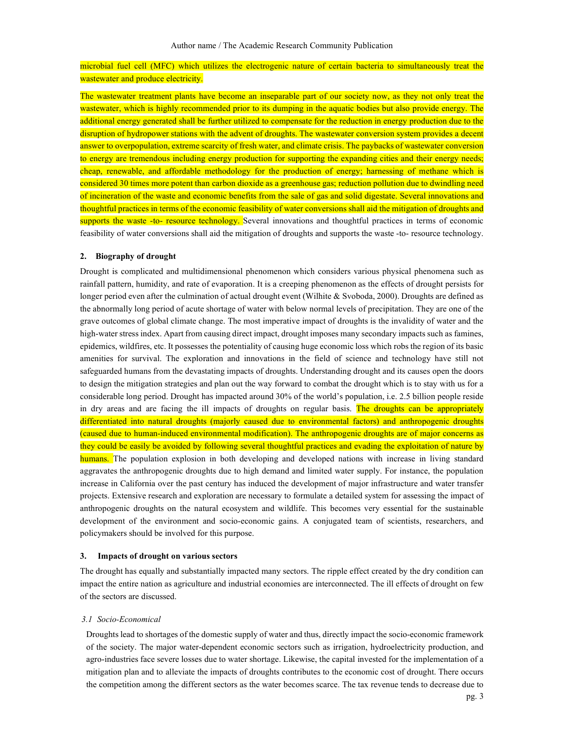microbial fuel cell (MFC) which utilizes the electrogenic nature of certain bacteria to simultaneously treat the wastewater and produce electricity.

The wastewater treatment plants have become an inseparable part of our society now, as they not only treat the wastewater, which is highly recommended prior to its dumping in the aquatic bodies but also provide energy. The additional energy generated shall be further utilized to compensate for the reduction in energy production due to the disruption of hydropower stations with the advent of droughts. The wastewater conversion system provides a decent answer to overpopulation, extreme scarcity of fresh water, and climate crisis. The paybacks of wastewater conversion to energy are tremendous including energy production for supporting the expanding cities and their energy needs; cheap, renewable, and affordable methodology for the production of energy; harnessing of methane which is considered 30 times more potent than carbon dioxide as a greenhouse gas; reduction pollution due to dwindling need of incineration of the waste and economic benefits from the sale of gas and solid digestate. Several innovations and thoughtful practices in terms of the economic feasibility of water conversions shall aid the mitigation of droughts and supports the waste -to- resource technology. Several innovations and thoughtful practices in terms of economic feasibility of water conversions shall aid the mitigation of droughts and supports the waste -to- resource technology.

## 2. Biography of drought

Drought is complicated and multidimensional phenomenon which considers various physical phenomena such as rainfall pattern, humidity, and rate of evaporation. It is a creeping phenomenon as the effects of drought persists for longer period even after the culmination of actual drought event (Wilhite & Svoboda, 2000). Droughts are defined as the abnormally long period of acute shortage of water with below normal levels of precipitation. They are one of the grave outcomes of global climate change. The most imperative impact of droughts is the invalidity of water and the high-water stress index. Apart from causing direct impact, drought imposes many secondary impacts such as famines, epidemics, wildfires, etc. It possesses the potentiality of causing huge economic loss which robs the region of its basic amenities for survival. The exploration and innovations in the field of science and technology have still not safeguarded humans from the devastating impacts of droughts. Understanding drought and its causes open the doors to design the mitigation strategies and plan out the way forward to combat the drought which is to stay with us for a considerable long period. Drought has impacted around 30% of the world's population, i.e. 2.5 billion people reside in dry areas and are facing the ill impacts of droughts on regular basis. The droughts can be appropriately differentiated into natural droughts (majorly caused due to environmental factors) and anthropogenic droughts (caused due to human-induced environmental modification). The anthropogenic droughts are of major concerns as they could be easily be avoided by following several thoughtful practices and evading the exploitation of nature by humans. The population explosion in both developing and developed nations with increase in living standard aggravates the anthropogenic droughts due to high demand and limited water supply. For instance, the population increase in California over the past century has induced the development of major infrastructure and water transfer projects. Extensive research and exploration are necessary to formulate a detailed system for assessing the impact of anthropogenic droughts on the natural ecosystem and wildlife. This becomes very essential for the sustainable development of the environment and socio-economic gains. A conjugated team of scientists, researchers, and policymakers should be involved for this purpose.

## 3. Impacts of drought on various sectors

The drought has equally and substantially impacted many sectors. The ripple effect created by the dry condition can impact the entire nation as agriculture and industrial economies are interconnected. The ill effects of drought on few of the sectors are discussed.

### *3.1 Socio-Economical*

Droughts lead to shortages of the domestic supply of water and thus, directly impact the socio-economic framework of the society. The major water-dependent economic sectors such as irrigation, hydroelectricity production, and agro-industries face severe losses due to water shortage. Likewise, the capital invested for the implementation of a mitigation plan and to alleviate the impacts of droughts contributes to the economic cost of drought. There occurs the competition among the different sectors as the water becomes scarce. The tax revenue tends to decrease due to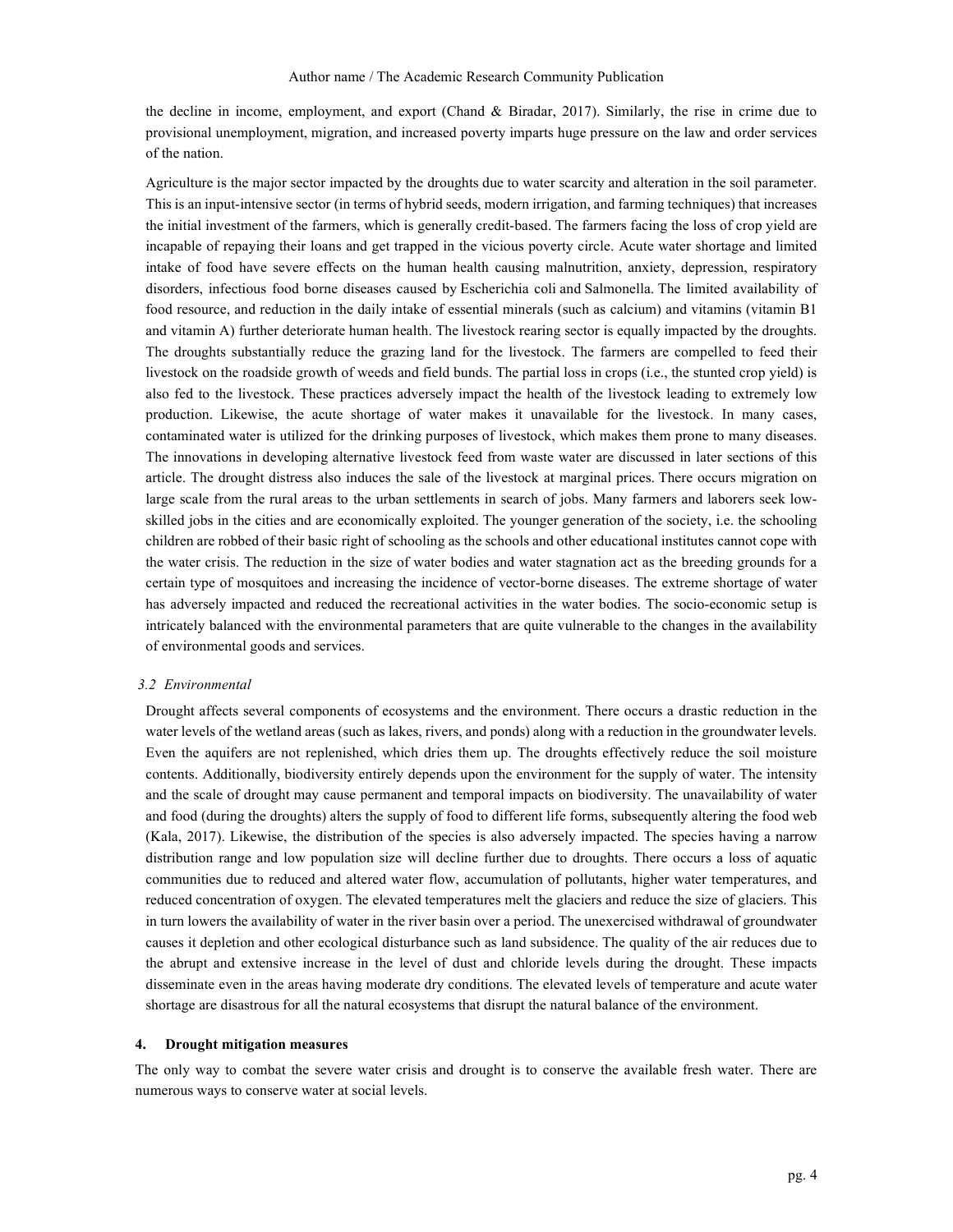the decline in income, employment, and export (Chand & Biradar, 2017). Similarly, the rise in crime due to provisional unemployment, migration, and increased poverty imparts huge pressure on the law and order services of the nation.

Agriculture is the major sector impacted by the droughts due to water scarcity and alteration in the soil parameter. This is an input-intensive sector (in terms of hybrid seeds, modern irrigation, and farming techniques) that increases the initial investment of the farmers, which is generally credit-based. The farmers facing the loss of crop yield are incapable of repaying their loans and get trapped in the vicious poverty circle. Acute water shortage and limited intake of food have severe effects on the human health causing malnutrition, anxiety, depression, respiratory disorders, infectious food borne diseases caused by Escherichia coli and Salmonella. The limited availability of food resource, and reduction in the daily intake of essential minerals (such as calcium) and vitamins (vitamin B1 and vitamin A) further deteriorate human health. The livestock rearing sector is equally impacted by the droughts. The droughts substantially reduce the grazing land for the livestock. The farmers are compelled to feed their livestock on the roadside growth of weeds and field bunds. The partial loss in crops (i.e., the stunted crop yield) is also fed to the livestock. These practices adversely impact the health of the livestock leading to extremely low production. Likewise, the acute shortage of water makes it unavailable for the livestock. In many cases, contaminated water is utilized for the drinking purposes of livestock, which makes them prone to many diseases. The innovations in developing alternative livestock feed from waste water are discussed in later sections of this article. The drought distress also induces the sale of the livestock at marginal prices. There occurs migration on large scale from the rural areas to the urban settlements in search of jobs. Many farmers and laborers seek low-skilled jobs in the cities and are economically exploited. The younger generation of the society, i.e. the schooling children are robbed of their basic right of schooling as the schools and other educational institutes cannot cope with the water crisis. The reduction in the size of water bodies and water stagnation act as the breeding grounds for a certain type of mosquitoes and increasing the incidence of vector-borne diseases. The extreme shortage of water has adversely impacted and reduced the recreational activities in the water bodies. The socio-economic setup is intricately balanced with the environmental parameters that are quite vulnerable to the changes in the availability of environmental goods and services.

### *3.2 Environmental*

Drought affects several components of ecosystems and the environment. There occurs a drastic reduction in the water levels of the wetland areas (such as lakes, rivers, and ponds) along with a reduction in the groundwater levels. Even the aquifers are not replenished, which dries them up. The droughts effectively reduce the soil moisture contents. Additionally, biodiversity entirely depends upon the environment for the supply of water. The intensity and the scale of drought may cause permanent and temporal impacts on biodiversity. The unavailability of water and food (during the droughts) alters the supply of food to different life forms, subsequently altering the food web (Kala, 2017). Likewise, the distribution of the species is also adversely impacted. The species having a narrow distribution range and low population size will decline further due to droughts. There occurs a loss of aquatic communities due to reduced and altered water flow, accumulation of pollutants, higher water temperatures, and reduced concentration of oxygen. The elevated temperatures melt the glaciers and reduce the size of glaciers. This in turn lowers the availability of water in the river basin over a period. The unexercised withdrawal of groundwater causes it depletion and other ecological disturbance such as land subsidence. The quality of the air reduces due to the abrupt and extensive increase in the level of dust and chloride levels during the drought. These impacts disseminate even in the areas having moderate dry conditions. The elevated levels of temperature and acute water shortage are disastrous for all the natural ecosystems that disrupt the natural balance of the environment.

## **4. Drought mitigation measures**

The only way to combat the severe water crisis and drought is to conserve the available fresh water. There are numerous ways to conserve water at social levels.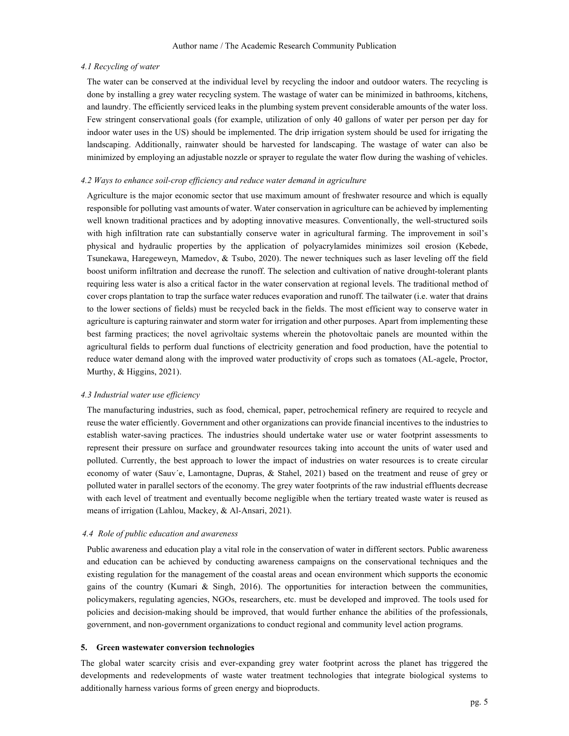### 4.1 Recycling of water

The water can be conserved at the individual level by recycling the indoor and outdoor waters. The recycling is done by installing a grey water recycling system. The wastage of water can be minimized in bathrooms, kitchens, and laundry. The efficiently serviced leaks in the plumbing system prevent considerable amounts of the water loss. Few stringent conservational goals (for example, utilization of only 40 gallons of water per person per day for indoor water uses in the US) should be implemented. The drip irrigation system should be used for irrigating the landscaping. Additionally, rainwater should be harvested for landscaping. The wastage of water can also be minimized by employing an adjustable nozzle or sprayer to regulate the water flow during the washing of vehicles.

### 4.2 Ways to enhance soil-crop efficiency and reduce water demand in agriculture

Agriculture is the major economic sector that use maximum amount of freshwater resource and which is equally responsible for polluting vast amounts of water. Water conservation in agriculture can be achieved by implementing well known traditional practices and by adopting innovative measures. Conventionally, the well-structured soils with high infiltration rate can substantially conserve water in agricultural farming. The improvement in soil's physical and hydraulic properties by the application of polyacrylamides minimizes soil erosion (Kebede, Tsunekawa, Haregeweyn, Mamedov, & Tsubo, 2020). The newer techniques such as laser leveling off the field boost uniform infiltration and decrease the runoff. The selection and cultivation of native drought-tolerant plants requiring less water is also a critical factor in the water conservation at regional levels. The traditional method of cover crops plantation to trap the surface water reduces evaporation and runoff. The tailwater (i.e. water that drains to the lower sections of fields) must be recycled back in the fields. The most efficient way to conserve water in agriculture is capturing rainwater and storm water for irrigation and other purposes. Apart from implementing these best farming practices; the novel agrivoltaic systems wherein the photovoltaic panels are mounted within the agricultural fields to perform dual functions of electricity generation and food production, have the potential to reduce water demand along with the improved water productivity of crops such as tomatoes (AL-agele, Proctor, Murthy, & Higgins, 2021).

### 4.3 Industrial water use efficiency

The manufacturing industries, such as food, chemical, paper, petrochemical refinery are required to recycle and reuse the water efficiently. Government and other organizations can provide financial incentives to the industries to establish water-saving practices. The industries should undertake water use or water footprint assessments to represent their pressure on surface and groundwater resources taking into account the units of water used and polluted. Currently, the best approach to lower the impact of industries on water resources is to create circular economy of water (Sauv´e, Lamontagne, Dupras, & Stahel, 2021) based on the treatment and reuse of grey or polluted water in parallel sectors of the economy. The grey water footprints of the raw industrial effluents decrease with each level of treatment and eventually become negligible when the tertiary treated waste water is reused as means of irrigation (Lahlou, Mackey, & Al-Ansari, 2021).

### 4.4 Role of public education and awareness

Public awareness and education play a vital role in the conservation of water in different sectors. Public awareness and education can be achieved by conducting awareness campaigns on the conservational techniques and the existing regulation for the management of the coastal areas and ocean environment which supports the economic gains of the country (Kumari & Singh, 2016). The opportunities for interaction between the communities, policymakers, regulating agencies, NGOs, researchers, etc. must be developed and improved. The tools used for policies and decision-making should be improved, that would further enhance the abilities of the professionals, government, and non-government organizations to conduct regional and community level action programs.

## 5. Green wastewater conversion technologies

The global water scarcity crisis and ever-expanding grey water footprint across the planet has triggered the developments and redevelopments of waste water treatment technologies that integrate biological systems to additionally harness various forms of green energy and bioproducts.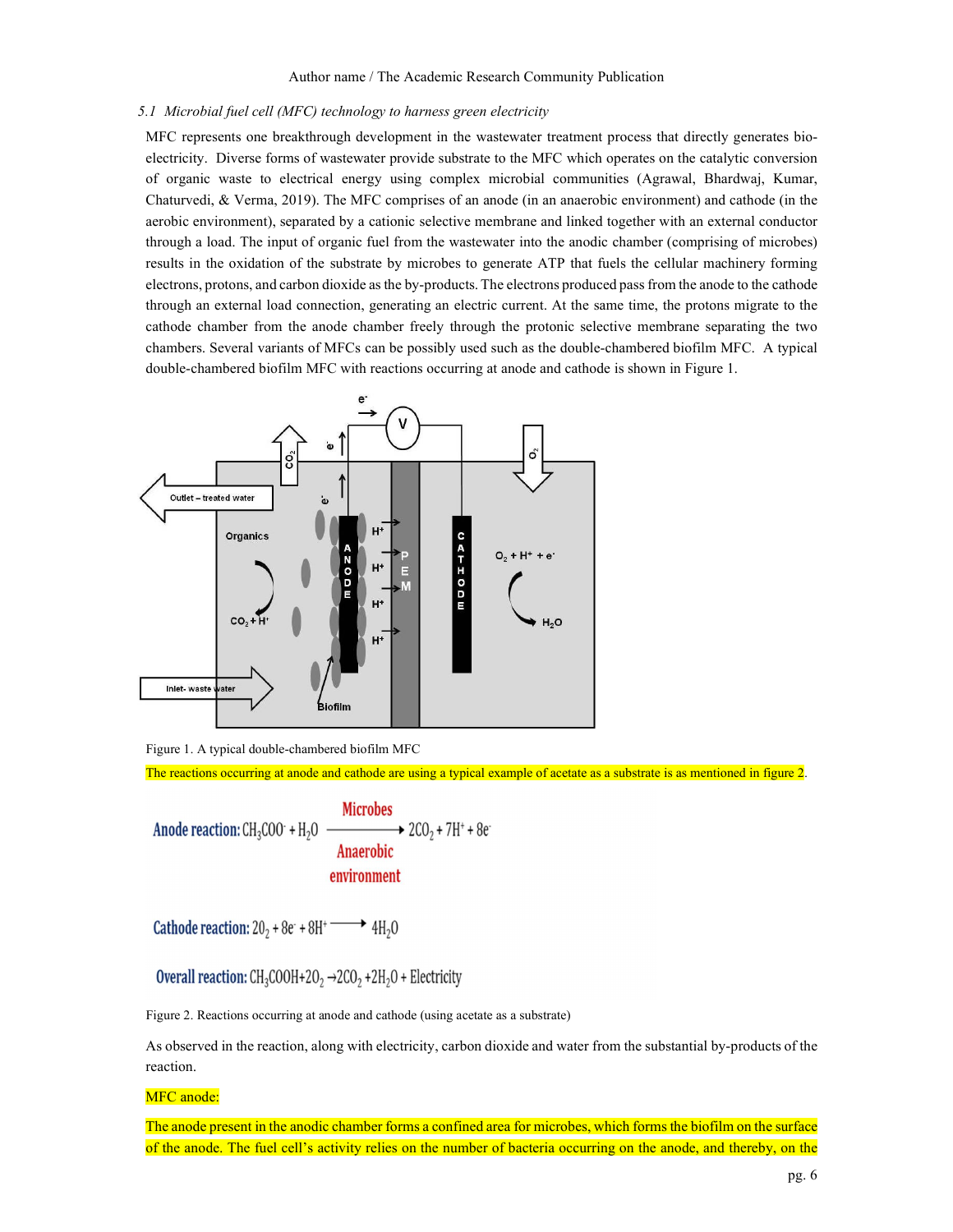### 5.1 *Microbial fuel cell (MFC) technology to harness green electricity*

MFC represents one breakthrough development in the wastewater treatment process that directly generates bio-electricity. Diverse forms of wastewater provide substrate to the MFC which operates on the catalytic conversion of organic waste to electrical energy using complex microbial communities (Agrawal, Bhardwaj, Kumar, Chaturvedi, & Verma, 2019). The MFC comprises of an anode (in an anaerobic environment) and cathode (in the aerobic environment), separated by a cationic selective membrane and linked together with an external conductor through a load. The input of organic fuel from the wastewater into the anodic chamber (comprising of microbes) results in the oxidation of the substrate by microbes to generate ATP that fuels the cellular machinery forming electrons, protons, and carbon dioxide as the by-products. The electrons produced pass from the anode to the cathode through an external load connection, generating an electric current. At the same time, the protons migrate to the cathode chamber from the anode chamber freely through the protonic selective membrane separating the two chambers. Several variants of MFCs can be possibly used such as the double-chambered biofilm MFC. A typical double-chambered biofilm MFC with reactions occurring at anode and cathode is shown in Figure 1.

Figure 1. A typical double-chambered biofilm MFC

The reactions occurring at anode and cathode are using a typical example of acetate as a substrate is as mentioned in figure 2.

**Anode reaction:** $CH_3COO^- + H_2O \xrightarrow[\text{Anaerobic environment}]{\text{Microbes}} 2CO_2 + 7H^+ + 8e^-$

**Cathode reaction:** $2O_2 + 8e^- + 8H^+ \longrightarrow 4H_2O$

**Overall reaction:** $CH_3COOH + 2O_2 \rightarrow 2CO_2 + 2H_2O + \text{Electricity}$

Figure 2. Reactions occurring at anode and cathode (using acetate as a substrate)

As observed in the reaction, along with electricity, carbon dioxide and water from the substantial by-products of the reaction.

MFC anode:

The anode present in the anodic chamber forms a confined area for microbes, which forms the biofilm on the surface of the anode. The fuel cell's activity relies on the number of bacteria occurring on the anode, and thereby, on the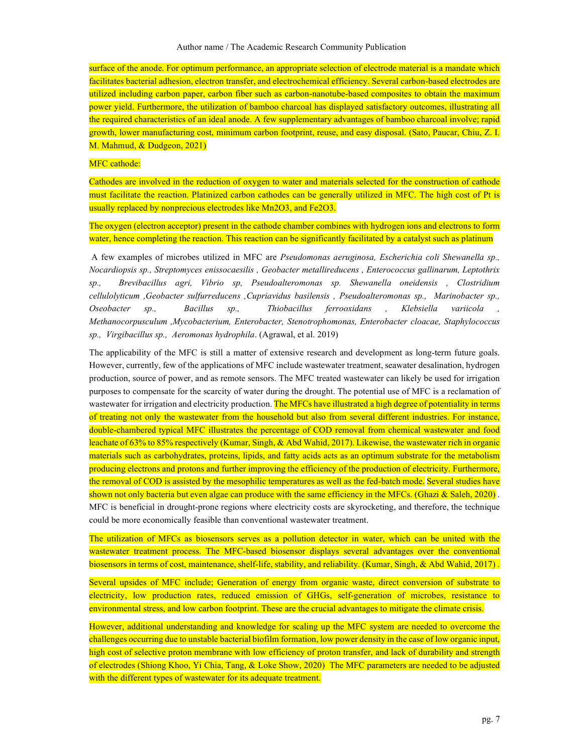surface of the anode. For optimum performance, an appropriate selection of electrode material is a mandate which facilitates bacterial adhesion, electron transfer, and electrochemical efficiency. Several carbon-based electrodes are utilized including carbon paper, carbon fiber such as carbon-nanotube-based composites to obtain the maximum power yield. Furthermore, the utilization of bamboo charcoal has displayed satisfactory outcomes, illustrating all the required characteristics of an ideal anode. A few supplementary advantages of bamboo charcoal involve; rapid growth, lower manufacturing cost, minimum carbon footprint, reuse, and easy disposal. (Sato, Paucar, Chiu, Z. I. M. Mahmud, & Dudgeon, 2021)

MFC cathode:

Cathodes are involved in the reduction of oxygen to water and materials selected for the construction of cathode must facilitate the reaction. Platinized carbon cathodes can be generally utilized in MFC. The high cost of Pt is usually replaced by nonprecious electrodes like $Mn_2O_3$, and $Fe_2O_3$.

The oxygen (electron acceptor) present in the cathode chamber combines with hydrogen ions and electrons to form water, hence completing the reaction. This reaction can be significantly facilitated by a catalyst such as platinum

A few examples of microbes utilized in MFC are *Pseudomonas aeruginosa, Escherichia coli Shewanella sp., Nocardiopsis sp., Streptomyces enissocaesilis , Geobacter metallireducens , Enterococcus gallinarum, Leptothrix sp., Brevibacillus agri, Vibrio sp, Pseudoalteromonas sp. Shewanella oneidensis , Clostridium cellulolyticum ,Geobacter sulfurreducens ,Cupriavidus basilensis , Pseudoalteromonas sp., Marinobacter sp., Oseobacter sp., Bacillus sp., Thiobacillus ferrooxidans , Klebsiella variicola , Methanocorpusculum ,Mycobacterium, Enterobacter, Stenotrophomonas, Enterobacter cloacae, Staphylococcus sp., Virgibacillus sp., Aeromonas hydrophila*. (Agrawal, et al. 2019)

The applicability of the MFC is still a matter of extensive research and development as long-term future goals. However, currently, few of the applications of MFC include wastewater treatment, seawater desalination, hydrogen production, source of power, and as remote sensors. The MFC treated wastewater can likely be used for irrigation purposes to compensate for the scarcity of water during the drought. The potential use of MFC is a reclamation of wastewater for irrigation and electricity production. The MFCs have illustrated a high degree of potentiality in terms of treating not only the wastewater from the household but also from several different industries. For instance, double-chambered typical MFC illustrates the percentage of COD removal from chemical wastewater and food leachate of 63% to 85% respectively (Kumar, Singh, & Abd Wahid, 2017). Likewise, the wastewater rich in organic materials such as carbohydrates, proteins, lipids, and fatty acids acts as an optimum substrate for the metabolism producing electrons and protons and further improving the efficiency of the production of electricity. Furthermore, the removal of COD is assisted by the mesophilic temperatures as well as the fed-batch mode. Several studies have shown not only bacteria but even algae can produce with the same efficiency in the MFCs. (Ghazi & Saleh, 2020) . MFC is beneficial in drought-prone regions where electricity costs are skyrocketing, and therefore, the technique could be more economically feasible than conventional wastewater treatment.

The utilization of MFCs as biosensors serves as a pollution detector in water, which can be united with the wastewater treatment process. The MFC-based biosensor displays several advantages over the conventional biosensors in terms of cost, maintenance, shelf-life, stability, and reliability. (Kumar, Singh, & Abd Wahid, 2017) .

Several upsides of MFC include; Generation of energy from organic waste, direct conversion of substrate to electricity, low production rates, reduced emission of GHGs, self-generation of microbes, resistance to environmental stress, and low carbon footprint. These are the crucial advantages to mitigate the climate crisis.

However, additional understanding and knowledge for scaling up the MFC system are needed to overcome the challenges occurring due to unstable bacterial biofilm formation, low power density in the case of low organic input, high cost of selective proton membrane with low efficiency of proton transfer, and lack of durability and strength of electrodes (Shiong Khoo, Yi Chia, Tang, & Loke Show, 2020) The MFC parameters are needed to be adjusted with the different types of wastewater for its adequate treatment.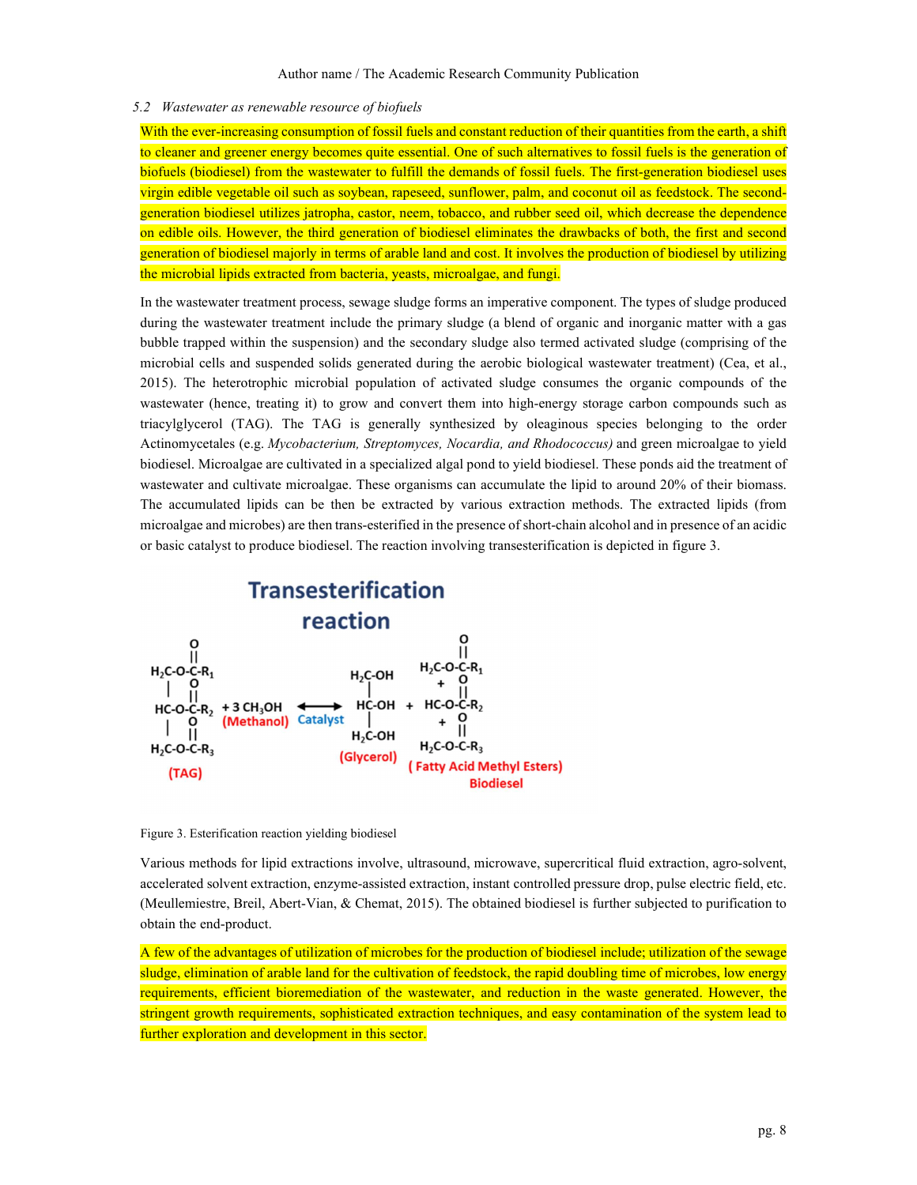### 5.2 *Wastewater as renewable resource of biofuels*

With the ever-increasing consumption of fossil fuels and constant reduction of their quantities from the earth, a shift to cleaner and greener energy becomes quite essential. One of such alternatives to fossil fuels is the generation of biofuels (biodiesel) from the wastewater to fulfill the demands of fossil fuels. The first-generation biodiesel uses virgin edible vegetable oil such as soybean, rapeseed, sunflower, palm, and coconut oil as feedstock. The second-generation biodiesel utilizes jatropha, castor, neem, tobacco, and rubber seed oil, which decrease the dependence on edible oils. However, the third generation of biodiesel eliminates the drawbacks of both, the first and second generation of biodiesel majorly in terms of arable land and cost. It involves the production of biodiesel by utilizing the microbial lipids extracted from bacteria, yeasts, microalgae, and fungi.

In the wastewater treatment process, sewage sludge forms an imperative component. The types of sludge produced during the wastewater treatment include the primary sludge (a blend of organic and inorganic matter with a gas bubble trapped within the suspension) and the secondary sludge also termed activated sludge (comprising of the microbial cells and suspended solids generated during the aerobic biological wastewater treatment) (Cea, et al., 2015). The heterotrophic microbial population of activated sludge consumes the organic compounds of the wastewater (hence, treating it) to grow and convert them into high-energy storage carbon compounds such as triacylglycerol (TAG). The TAG is generally synthesized by oleaginous species belonging to the order Actinomycetales (e.g. *Mycobacterium, Streptomyces, Nocardia, and Rhodococcus)* and green microalgae to yield biodiesel. Microalgae are cultivated in a specialized algal pond to yield biodiesel. These ponds aid the treatment of wastewater and cultivate microalgae. These organisms can accumulate the lipid to around 20% of their biomass. The accumulated lipids can be then be extracted by various extraction methods. The extracted lipids (from microalgae and microbes) are then trans-esterified in the presence of short-chain alcohol and in presence of an acidic or basic catalyst to produce biodiesel. The reaction involving transesterification is depicted in figure 3.

**Transesterification reaction**

$$\text{TAG} + 3\,CH_3OH \;(\text{Methanol}) \xrightleftharpoons{\text{Catalyst}} \text{Glycerol} + \text{Fatty Acid Methyl Esters (Biodiesel)}$$

Figure 3. Esterification reaction yielding biodiesel

Various methods for lipid extractions involve, ultrasound, microwave, supercritical fluid extraction, agro-solvent, accelerated solvent extraction, enzyme-assisted extraction, instant controlled pressure drop, pulse electric field, etc. (Meullemiestre, Breil, Abert-Vian, & Chemat, 2015). The obtained biodiesel is further subjected to purification to obtain the end-product.

A few of the advantages of utilization of microbes for the production of biodiesel include; utilization of the sewage sludge, elimination of arable land for the cultivation of feedstock, the rapid doubling time of microbes, low energy requirements, efficient bioremediation of the wastewater, and reduction in the waste generated. However, the stringent growth requirements, sophisticated extraction techniques, and easy contamination of the system lead to further exploration and development in this sector.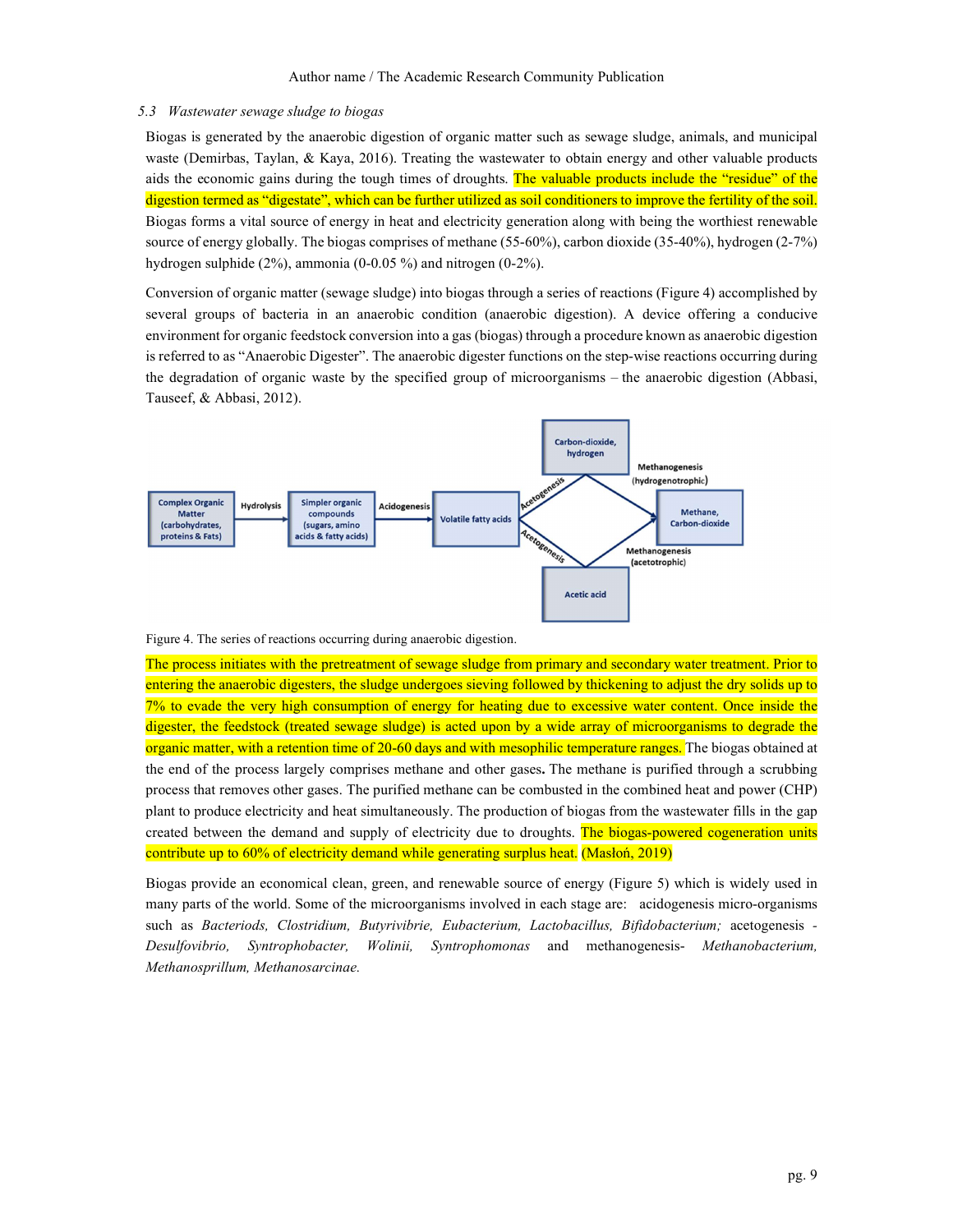*5.3 Wastewater sewage sludge to biogas*

Biogas is generated by the anaerobic digestion of organic matter such as sewage sludge, animals, and municipal waste (Demirbas, Taylan, & Kaya, 2016). Treating the wastewater to obtain energy and other valuable products aids the economic gains during the tough times of droughts. The valuable products include the "residue" of the digestion termed as "digestate", which can be further utilized as soil conditioners to improve the fertility of the soil. Biogas forms a vital source of energy in heat and electricity generation along with being the worthiest renewable source of energy globally. The biogas comprises of methane (55-60%), carbon dioxide (35-40%), hydrogen (2-7%) hydrogen sulphide (2%), ammonia (0-0.05 %) and nitrogen (0-2%).

Conversion of organic matter (sewage sludge) into biogas through a series of reactions (Figure 4) accomplished by several groups of bacteria in an anaerobic condition (anaerobic digestion). A device offering a conducive environment for organic feedstock conversion into a gas (biogas) through a procedure known as anaerobic digestion is referred to as "Anaerobic Digester". The anaerobic digester functions on the step-wise reactions occurring during the degradation of organic waste by the specified group of microorganisms – the anaerobic digestion (Abbasi, Tauseef, & Abbasi, 2012).

Complex Organic Matter (carbohydrates, proteins & Fats) → Hydrolysis → Simpler organic compounds (sugars, amino acids & fatty acids) → Acidogenesis → Volatile fatty acids → Acetogenesis → Carbon-dioxide, hydrogen → Methanogenesis (hydrogenotrophic) → Methane, Carbon-dioxide

Volatile fatty acids → Acetogenesis → Acetic acid → Methanogenesis (acetotrophic) → Methane, Carbon-dioxide

Figure 4. The series of reactions occurring during anaerobic digestion.

The process initiates with the pretreatment of sewage sludge from primary and secondary water treatment. Prior to entering the anaerobic digesters, the sludge undergoes sieving followed by thickening to adjust the dry solids up to 7% to evade the very high consumption of energy for heating due to excessive water content. Once inside the digester, the feedstock (treated sewage sludge) is acted upon by a wide array of microorganisms to degrade the organic matter, with a retention time of 20-60 days and with mesophilic temperature ranges. The biogas obtained at the end of the process largely comprises methane and other gases**.** The methane is purified through a scrubbing process that removes other gases. The purified methane can be combusted in the combined heat and power (CHP) plant to produce electricity and heat simultaneously. The production of biogas from the wastewater fills in the gap created between the demand and supply of electricity due to droughts. The biogas-powered cogeneration units contribute up to 60% of electricity demand while generating surplus heat. (Masłoń, 2019)

Biogas provide an economical clean, green, and renewable source of energy (Figure 5) which is widely used in many parts of the world. Some of the microorganisms involved in each stage are: acidogenesis micro-organisms such as *Bacteriods, Clostridium, Butyrivibrie, Eubacterium, Lactobacillus, Bifidobacterium;* acetogenesis - *Desulfovibrio, Syntrophobacter, Wolinii, Syntrophomonas* and methanogenesis- *Methanobacterium, Methanosprillum, Methanosarcinae.*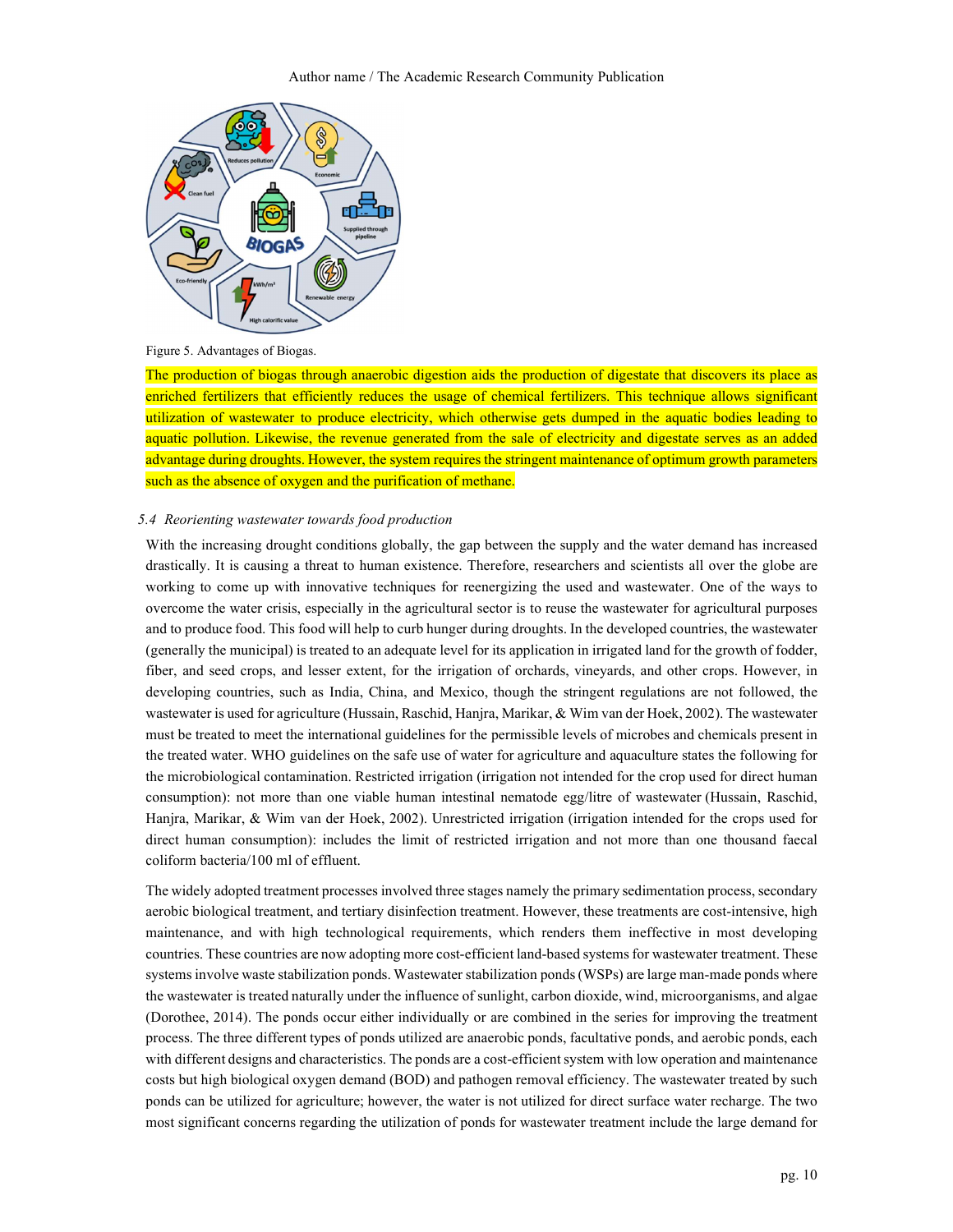Figure 5. Advantages of Biogas.

The production of biogas through anaerobic digestion aids the production of digestate that discovers its place as enriched fertilizers that efficiently reduces the usage of chemical fertilizers. This technique allows significant utilization of wastewater to produce electricity, which otherwise gets dumped in the aquatic bodies leading to aquatic pollution. Likewise, the revenue generated from the sale of electricity and digestate serves as an added advantage during droughts. However, the system requires the stringent maintenance of optimum growth parameters such as the absence of oxygen and the purification of methane.

### *5.4 Reorienting wastewater towards food production*

With the increasing drought conditions globally, the gap between the supply and the water demand has increased drastically. It is causing a threat to human existence. Therefore, researchers and scientists all over the globe are working to come up with innovative techniques for reenergizing the used and wastewater. One of the ways to overcome the water crisis, especially in the agricultural sector is to reuse the wastewater for agricultural purposes and to produce food. This food will help to curb hunger during droughts. In the developed countries, the wastewater (generally the municipal) is treated to an adequate level for its application in irrigated land for the growth of fodder, fiber, and seed crops, and lesser extent, for the irrigation of orchards, vineyards, and other crops. However, in developing countries, such as India, China, and Mexico, though the stringent regulations are not followed, the wastewater is used for agriculture (Hussain, Raschid, Hanjra, Marikar, & Wim van der Hoek, 2002). The wastewater must be treated to meet the international guidelines for the permissible levels of microbes and chemicals present in the treated water. WHO guidelines on the safe use of water for agriculture and aquaculture states the following for the microbiological contamination. Restricted irrigation (irrigation not intended for the crop used for direct human consumption): not more than one viable human intestinal nematode egg/litre of wastewater (Hussain, Raschid, Hanjra, Marikar, & Wim van der Hoek, 2002). Unrestricted irrigation (irrigation intended for the crops used for direct human consumption): includes the limit of restricted irrigation and not more than one thousand faecal coliform bacteria/100 ml of effluent.

The widely adopted treatment processes involved three stages namely the primary sedimentation process, secondary aerobic biological treatment, and tertiary disinfection treatment. However, these treatments are cost-intensive, high maintenance, and with high technological requirements, which renders them ineffective in most developing countries. These countries are now adopting more cost-efficient land-based systems for wastewater treatment. These systems involve waste stabilization ponds. Wastewater stabilization ponds (WSPs) are large man-made ponds where the wastewater is treated naturally under the influence of sunlight, carbon dioxide, wind, microorganisms, and algae (Dorothee, 2014). The ponds occur either individually or are combined in the series for improving the treatment process. The three different types of ponds utilized are anaerobic ponds, facultative ponds, and aerobic ponds, each with different designs and characteristics. The ponds are a cost-efficient system with low operation and maintenance costs but high biological oxygen demand (BOD) and pathogen removal efficiency. The wastewater treated by such ponds can be utilized for agriculture; however, the water is not utilized for direct surface water recharge. The two most significant concerns regarding the utilization of ponds for wastewater treatment include the large demand for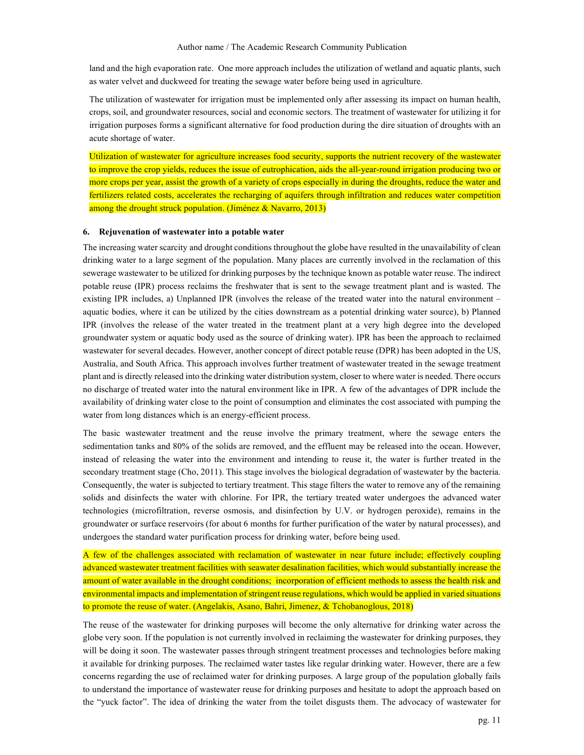land and the high evaporation rate. One more approach includes the utilization of wetland and aquatic plants, such as water velvet and duckweed for treating the sewage water before being used in agriculture.

The utilization of wastewater for irrigation must be implemented only after assessing its impact on human health, crops, soil, and groundwater resources, social and economic sectors. The treatment of wastewater for utilizing it for irrigation purposes forms a significant alternative for food production during the dire situation of droughts with an acute shortage of water.

Utilization of wastewater for agriculture increases food security, supports the nutrient recovery of the wastewater to improve the crop yields, reduces the issue of eutrophication, aids the all-year-round irrigation producing two or more crops per year, assist the growth of a variety of crops especially in during the droughts, reduce the water and fertilizers related costs, accelerates the recharging of aquifers through infiltration and reduces water competition among the drought struck population. (Jiménez & Navarro, 2013)

## 6. Rejuvenation of wastewater into a potable water

The increasing water scarcity and drought conditions throughout the globe have resulted in the unavailability of clean drinking water to a large segment of the population. Many places are currently involved in the reclamation of this sewerage wastewater to be utilized for drinking purposes by the technique known as potable water reuse. The indirect potable reuse (IPR) process reclaims the freshwater that is sent to the sewage treatment plant and is wasted. The existing IPR includes, a) Unplanned IPR (involves the release of the treated water into the natural environment – aquatic bodies, where it can be utilized by the cities downstream as a potential drinking water source), b) Planned IPR (involves the release of the water treated in the treatment plant at a very high degree into the developed groundwater system or aquatic body used as the source of drinking water). IPR has been the approach to reclaimed wastewater for several decades. However, another concept of direct potable reuse (DPR) has been adopted in the US, Australia, and South Africa. This approach involves further treatment of wastewater treated in the sewage treatment plant and is directly released into the drinking water distribution system, closer to where water is needed. There occurs no discharge of treated water into the natural environment like in IPR. A few of the advantages of DPR include the availability of drinking water close to the point of consumption and eliminates the cost associated with pumping the water from long distances which is an energy-efficient process.

The basic wastewater treatment and the reuse involve the primary treatment, where the sewage enters the sedimentation tanks and 80% of the solids are removed, and the effluent may be released into the ocean. However, instead of releasing the water into the environment and intending to reuse it, the water is further treated in the secondary treatment stage (Cho, 2011). This stage involves the biological degradation of wastewater by the bacteria. Consequently, the water is subjected to tertiary treatment. This stage filters the water to remove any of the remaining solids and disinfects the water with chlorine. For IPR, the tertiary treated water undergoes the advanced water technologies (microfiltration, reverse osmosis, and disinfection by U.V. or hydrogen peroxide), remains in the groundwater or surface reservoirs (for about 6 months for further purification of the water by natural processes), and undergoes the standard water purification process for drinking water, before being used.

A few of the challenges associated with reclamation of wastewater in near future include; effectively coupling advanced wastewater treatment facilities with seawater desalination facilities, which would substantially increase the amount of water available in the drought conditions; incorporation of efficient methods to assess the health risk and environmental impacts and implementation of stringent reuse regulations, which would be applied in varied situations to promote the reuse of water. (Angelakis, Asano, Bahri, Jimenez, & Tchobanoglous, 2018)

The reuse of the wastewater for drinking purposes will become the only alternative for drinking water across the globe very soon. If the population is not currently involved in reclaiming the wastewater for drinking purposes, they will be doing it soon. The wastewater passes through stringent treatment processes and technologies before making it available for drinking purposes. The reclaimed water tastes like regular drinking water. However, there are a few concerns regarding the use of reclaimed water for drinking purposes. A large group of the population globally fails to understand the importance of wastewater reuse for drinking purposes and hesitate to adopt the approach based on the "yuck factor". The idea of drinking the water from the toilet disgusts them. The advocacy of wastewater for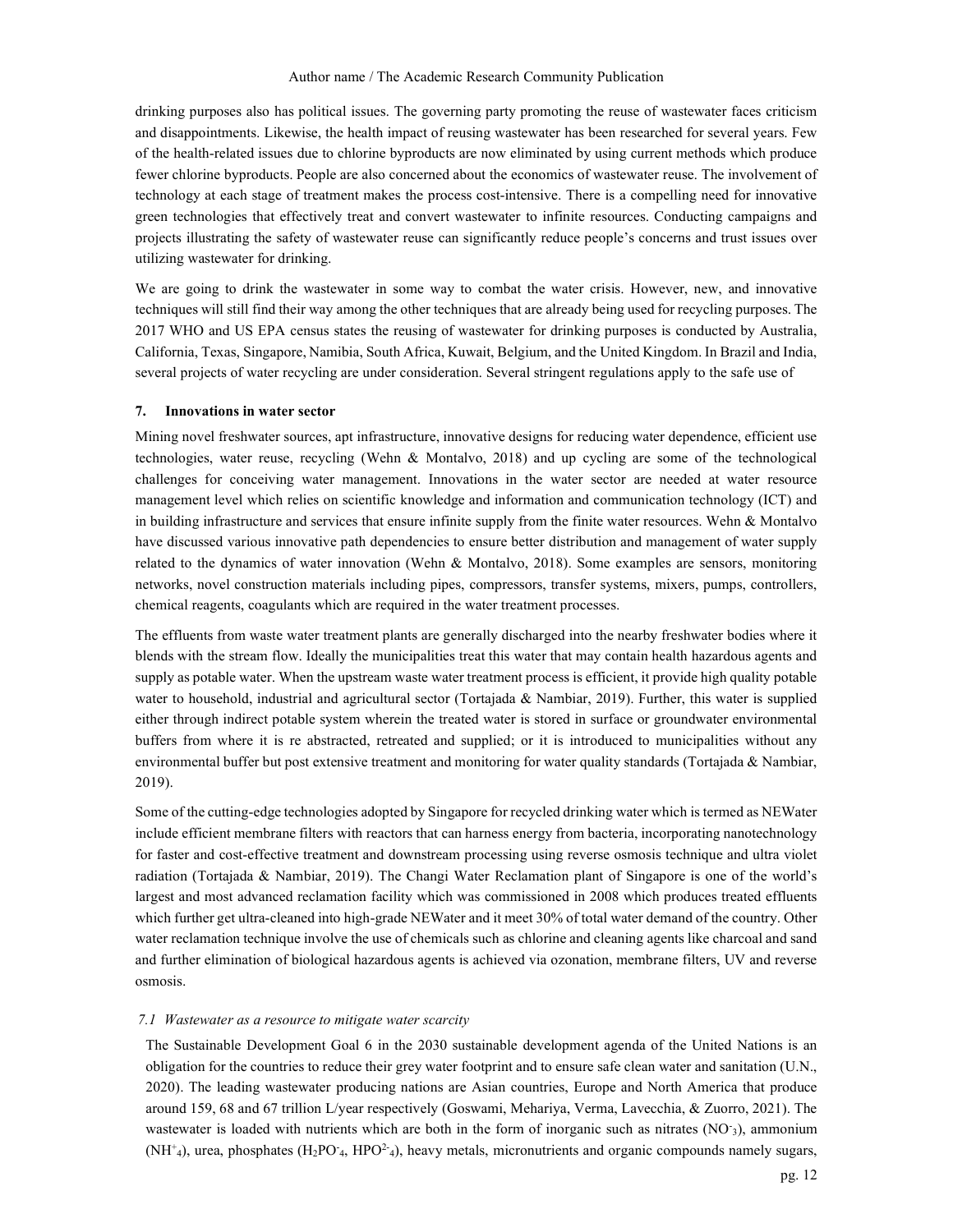drinking purposes also has political issues. The governing party promoting the reuse of wastewater faces criticism and disappointments. Likewise, the health impact of reusing wastewater has been researched for several years. Few of the health-related issues due to chlorine byproducts are now eliminated by using current methods which produce fewer chlorine byproducts. People are also concerned about the economics of wastewater reuse. The involvement of technology at each stage of treatment makes the process cost-intensive. There is a compelling need for innovative green technologies that effectively treat and convert wastewater to infinite resources. Conducting campaigns and projects illustrating the safety of wastewater reuse can significantly reduce people's concerns and trust issues over utilizing wastewater for drinking.

We are going to drink the wastewater in some way to combat the water crisis. However, new, and innovative techniques will still find their way among the other techniques that are already being used for recycling purposes. The 2017 WHO and US EPA census states the reusing of wastewater for drinking purposes is conducted by Australia, California, Texas, Singapore, Namibia, South Africa, Kuwait, Belgium, and the United Kingdom. In Brazil and India, several projects of water recycling are under consideration. Several stringent regulations apply to the safe use of

## 7. Innovations in water sector

Mining novel freshwater sources, apt infrastructure, innovative designs for reducing water dependence, efficient use technologies, water reuse, recycling (Wehn & Montalvo, 2018) and up cycling are some of the technological challenges for conceiving water management. Innovations in the water sector are needed at water resource management level which relies on scientific knowledge and information and communication technology (ICT) and in building infrastructure and services that ensure infinite supply from the finite water resources. Wehn & Montalvo have discussed various innovative path dependencies to ensure better distribution and management of water supply related to the dynamics of water innovation (Wehn & Montalvo, 2018). Some examples are sensors, monitoring networks, novel construction materials including pipes, compressors, transfer systems, mixers, pumps, controllers, chemical reagents, coagulants which are required in the water treatment processes.

The effluents from waste water treatment plants are generally discharged into the nearby freshwater bodies where it blends with the stream flow. Ideally the municipalities treat this water that may contain health hazardous agents and supply as potable water. When the upstream waste water treatment process is efficient, it provide high quality potable water to household, industrial and agricultural sector (Tortajada & Nambiar, 2019). Further, this water is supplied either through indirect potable system wherein the treated water is stored in surface or groundwater environmental buffers from where it is re abstracted, retreated and supplied; or it is introduced to municipalities without any environmental buffer but post extensive treatment and monitoring for water quality standards (Tortajada & Nambiar, 2019).

Some of the cutting-edge technologies adopted by Singapore for recycled drinking water which is termed as NEWater include efficient membrane filters with reactors that can harness energy from bacteria, incorporating nanotechnology for faster and cost-effective treatment and downstream processing using reverse osmosis technique and ultra violet radiation (Tortajada & Nambiar, 2019). The Changi Water Reclamation plant of Singapore is one of the world's largest and most advanced reclamation facility which was commissioned in 2008 which produces treated effluents which further get ultra-cleaned into high-grade NEWater and it meet 30% of total water demand of the country. Other water reclamation technique involve the use of chemicals such as chlorine and cleaning agents like charcoal and sand and further elimination of biological hazardous agents is achieved via ozonation, membrane filters, UV and reverse osmosis.

### *7.1 Wastewater as a resource to mitigate water scarcity*

The Sustainable Development Goal 6 in the 2030 sustainable development agenda of the United Nations is an obligation for the countries to reduce their grey water footprint and to ensure safe clean water and sanitation (U.N., 2020). The leading wastewater producing nations are Asian countries, Europe and North America that produce around 159, 68 and 67 trillion L/year respectively (Goswami, Mehariya, Verma, Lavecchia, & Zuorro, 2021). The wastewater is loaded with nutrients which are both in the form of inorganic such as nitrates ($NO^{-}_{3}$), ammonium ($NH^{+}_{4}$), urea, phosphates ($H_2PO^{-}_{4}$, $HPO^{2-}_{4}$), heavy metals, micronutrients and organic compounds namely sugars,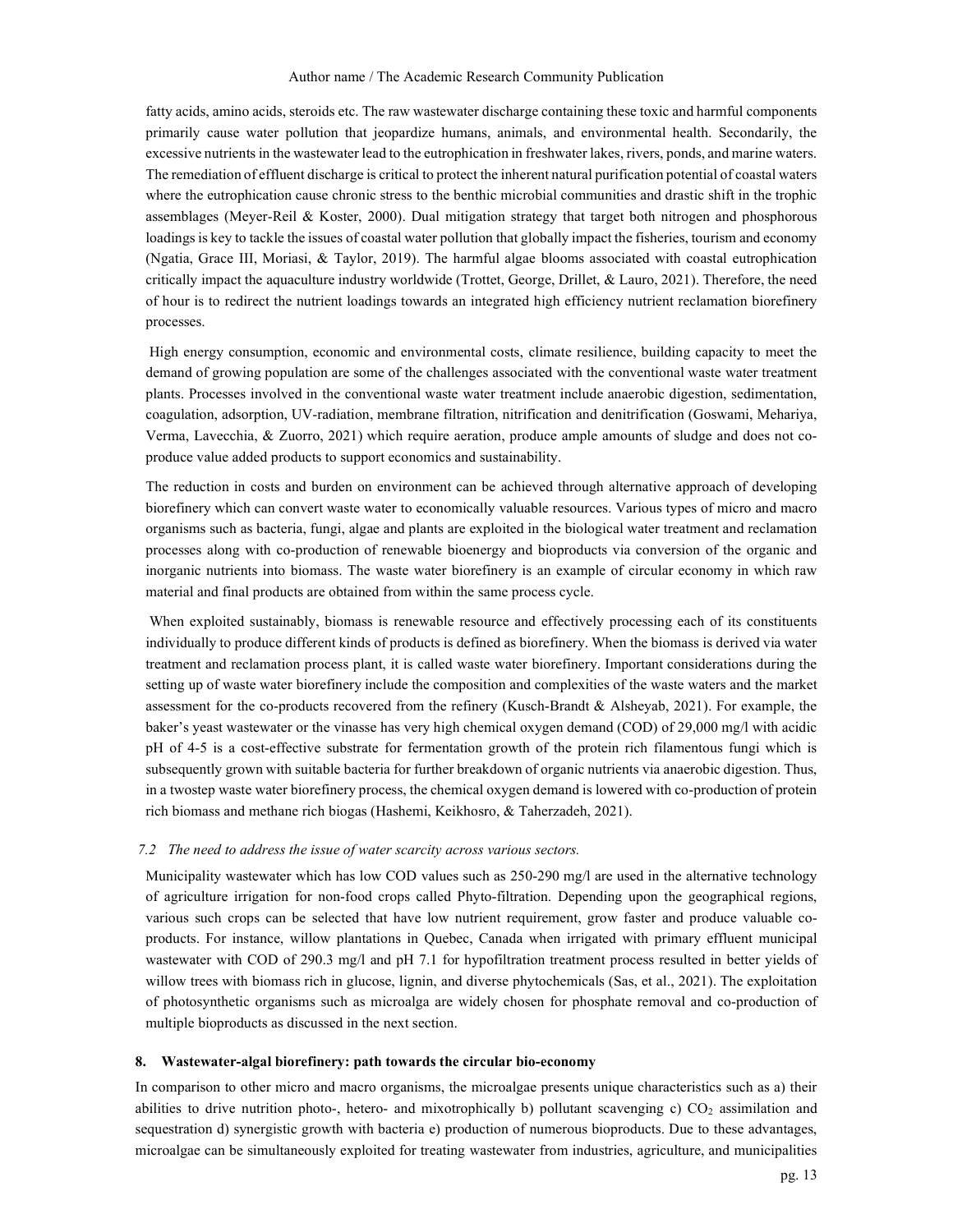fatty acids, amino acids, steroids etc. The raw wastewater discharge containing these toxic and harmful components primarily cause water pollution that jeopardize humans, animals, and environmental health. Secondarily, the excessive nutrients in the wastewater lead to the eutrophication in freshwater lakes, rivers, ponds, and marine waters. The remediation of effluent discharge is critical to protect the inherent natural purification potential of coastal waters where the eutrophication cause chronic stress to the benthic microbial communities and drastic shift in the trophic assemblages (Meyer-Reil & Koster, 2000). Dual mitigation strategy that target both nitrogen and phosphorous loadings is key to tackle the issues of coastal water pollution that globally impact the fisheries, tourism and economy (Ngatia, Grace III, Moriasi, & Taylor, 2019). The harmful algae blooms associated with coastal eutrophication critically impact the aquaculture industry worldwide (Trottet, George, Drillet, & Lauro, 2021). Therefore, the need of hour is to redirect the nutrient loadings towards an integrated high efficiency nutrient reclamation biorefinery processes.

High energy consumption, economic and environmental costs, climate resilience, building capacity to meet the demand of growing population are some of the challenges associated with the conventional waste water treatment plants. Processes involved in the conventional waste water treatment include anaerobic digestion, sedimentation, coagulation, adsorption, UV-radiation, membrane filtration, nitrification and denitrification (Goswami, Mehariya, Verma, Lavecchia, & Zuorro, 2021) which require aeration, produce ample amounts of sludge and does not co-produce value added products to support economics and sustainability.

The reduction in costs and burden on environment can be achieved through alternative approach of developing biorefinery which can convert waste water to economically valuable resources. Various types of micro and macro organisms such as bacteria, fungi, algae and plants are exploited in the biological water treatment and reclamation processes along with co-production of renewable bioenergy and bioproducts via conversion of the organic and inorganic nutrients into biomass. The waste water biorefinery is an example of circular economy in which raw material and final products are obtained from within the same process cycle.

When exploited sustainably, biomass is renewable resource and effectively processing each of its constituents individually to produce different kinds of products is defined as biorefinery. When the biomass is derived via water treatment and reclamation process plant, it is called waste water biorefinery. Important considerations during the setting up of waste water biorefinery include the composition and complexities of the waste waters and the market assessment for the co-products recovered from the refinery (Kusch-Brandt & Alsheyab, 2021). For example, the baker's yeast wastewater or the vinasse has very high chemical oxygen demand (COD) of 29,000 mg/l with acidic pH of 4-5 is a cost-effective substrate for fermentation growth of the protein rich filamentous fungi which is subsequently grown with suitable bacteria for further breakdown of organic nutrients via anaerobic digestion. Thus, in a twostep waste water biorefinery process, the chemical oxygen demand is lowered with co-production of protein rich biomass and methane rich biogas (Hashemi, Keikhosro, & Taherzadeh, 2021).

### *7.2 The need to address the issue of water scarcity across various sectors.*

Municipality wastewater which has low COD values such as 250-290 mg/l are used in the alternative technology of agriculture irrigation for non-food crops called Phyto-filtration. Depending upon the geographical regions, various such crops can be selected that have low nutrient requirement, grow faster and produce valuable co-products. For instance, willow plantations in Quebec, Canada when irrigated with primary effluent municipal wastewater with COD of 290.3 mg/l and pH 7.1 for hypofiltration treatment process resulted in better yields of willow trees with biomass rich in glucose, lignin, and diverse phytochemicals (Sas, et al., 2021). The exploitation of photosynthetic organisms such as microalga are widely chosen for phosphate removal and co-production of multiple bioproducts as discussed in the next section.

## **8. Wastewater-algal biorefinery: path towards the circular bio-economy**

In comparison to other micro and macro organisms, the microalgae presents unique characteristics such as a) their abilities to drive nutrition photo-, hetero- and mixotrophically b) pollutant scavenging c) $CO_2$ assimilation and sequestration d) synergistic growth with bacteria e) production of numerous bioproducts. Due to these advantages, microalgae can be simultaneously exploited for treating wastewater from industries, agriculture, and municipalities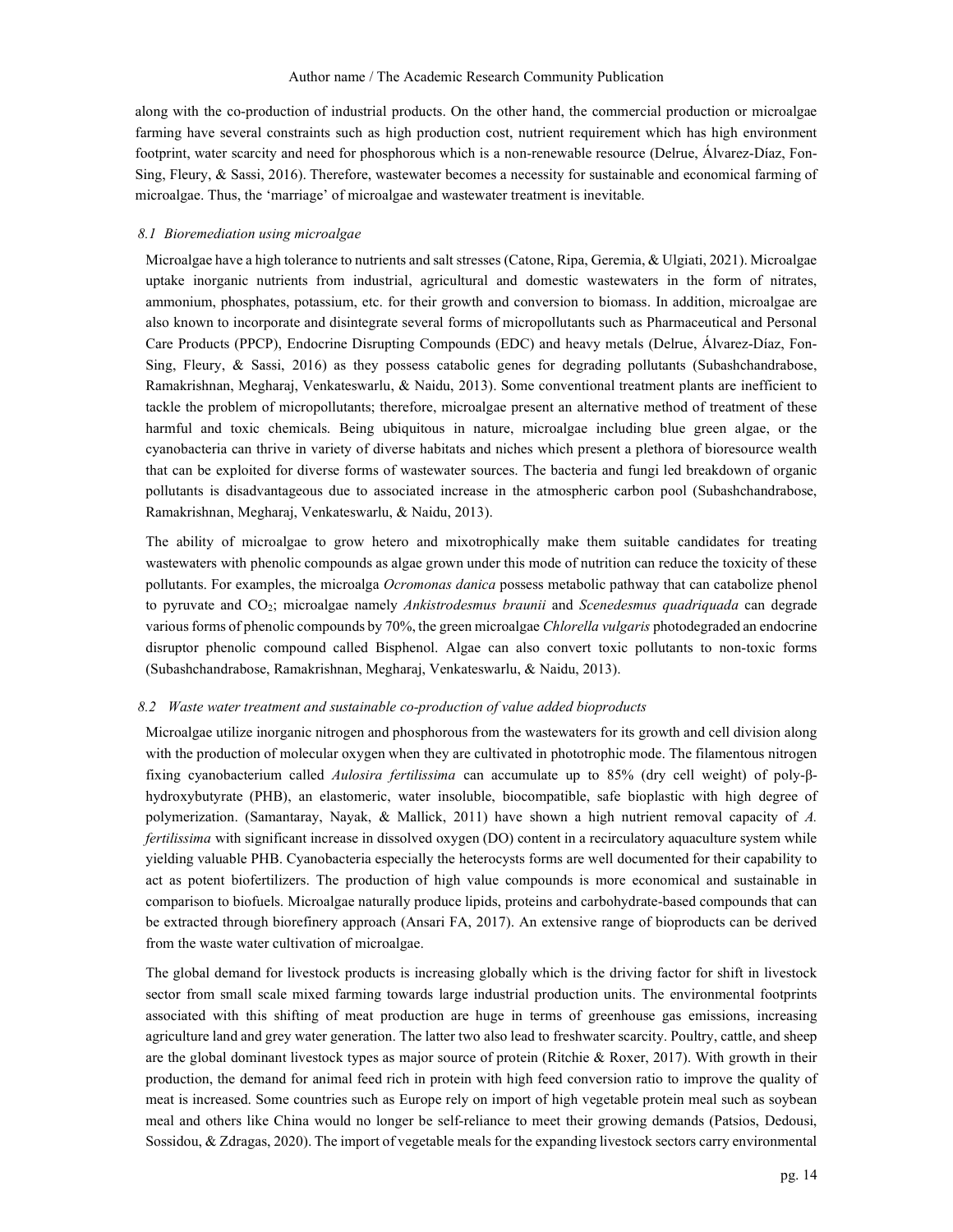along with the co-production of industrial products. On the other hand, the commercial production or microalgae farming have several constraints such as high production cost, nutrient requirement which has high environment footprint, water scarcity and need for phosphorous which is a non-renewable resource (Delrue, Álvarez-Díaz, Fon-Sing, Fleury, & Sassi, 2016). Therefore, wastewater becomes a necessity for sustainable and economical farming of microalgae. Thus, the 'marriage' of microalgae and wastewater treatment is inevitable.

### *8.1 Bioremediation using microalgae*

Microalgae have a high tolerance to nutrients and salt stresses (Catone, Ripa, Geremia, & Ulgiati, 2021). Microalgae uptake inorganic nutrients from industrial, agricultural and domestic wastewaters in the form of nitrates, ammonium, phosphates, potassium, etc. for their growth and conversion to biomass. In addition, microalgae are also known to incorporate and disintegrate several forms of micropollutants such as Pharmaceutical and Personal Care Products (PPCP), Endocrine Disrupting Compounds (EDC) and heavy metals (Delrue, Álvarez-Díaz, Fon-Sing, Fleury, & Sassi, 2016) as they possess catabolic genes for degrading pollutants (Subashchandrabose, Ramakrishnan, Megharaj, Venkateswarlu, & Naidu, 2013). Some conventional treatment plants are inefficient to tackle the problem of micropollutants; therefore, microalgae present an alternative method of treatment of these harmful and toxic chemicals. Being ubiquitous in nature, microalgae including blue green algae, or the cyanobacteria can thrive in variety of diverse habitats and niches which present a plethora of bioresource wealth that can be exploited for diverse forms of wastewater sources. The bacteria and fungi led breakdown of organic pollutants is disadvantageous due to associated increase in the atmospheric carbon pool (Subashchandrabose, Ramakrishnan, Megharaj, Venkateswarlu, & Naidu, 2013).

The ability of microalgae to grow hetero and mixotrophically make them suitable candidates for treating wastewaters with phenolic compounds as algae grown under this mode of nutrition can reduce the toxicity of these pollutants. For examples, the microalga *Ocromonas danica* possess metabolic pathway that can catabolize phenol to pyruvate and $CO_2$; microalgae namely *Ankistrodesmus braunii* and *Scenedesmus quadriquada* can degrade various forms of phenolic compounds by 70%, the green microalgae *Chlorella vulgaris* photodegraded an endocrine disruptor phenolic compound called Bisphenol. Algae can also convert toxic pollutants to non-toxic forms (Subashchandrabose, Ramakrishnan, Megharaj, Venkateswarlu, & Naidu, 2013).

### *8.2 Waste water treatment and sustainable co-production of value added bioproducts*

Microalgae utilize inorganic nitrogen and phosphorous from the wastewaters for its growth and cell division along with the production of molecular oxygen when they are cultivated in phototrophic mode. The filamentous nitrogen fixing cyanobacterium called *Aulosira fertilissima* can accumulate up to 85% (dry cell weight) of poly-β-hydroxybutyrate (PHB), an elastomeric, water insoluble, biocompatible, safe bioplastic with high degree of polymerization. (Samantaray, Nayak, & Mallick, 2011) have shown a high nutrient removal capacity of *A. fertilissima* with significant increase in dissolved oxygen (DO) content in a recirculatory aquaculture system while yielding valuable PHB. Cyanobacteria especially the heterocysts forms are well documented for their capability to act as potent biofertilizers. The production of high value compounds is more economical and sustainable in comparison to biofuels. Microalgae naturally produce lipids, proteins and carbohydrate-based compounds that can be extracted through biorefinery approach (Ansari FA, 2017). An extensive range of bioproducts can be derived from the waste water cultivation of microalgae.

The global demand for livestock products is increasing globally which is the driving factor for shift in livestock sector from small scale mixed farming towards large industrial production units. The environmental footprints associated with this shifting of meat production are huge in terms of greenhouse gas emissions, increasing agriculture land and grey water generation. The latter two also lead to freshwater scarcity. Poultry, cattle, and sheep are the global dominant livestock types as major source of protein (Ritchie & Roxer, 2017). With growth in their production, the demand for animal feed rich in protein with high feed conversion ratio to improve the quality of meat is increased. Some countries such as Europe rely on import of high vegetable protein meal such as soybean meal and others like China would no longer be self-reliance to meet their growing demands (Patsios, Dedousi, Sossidou, & Zdragas, 2020). The import of vegetable meals for the expanding livestock sectors carry environmental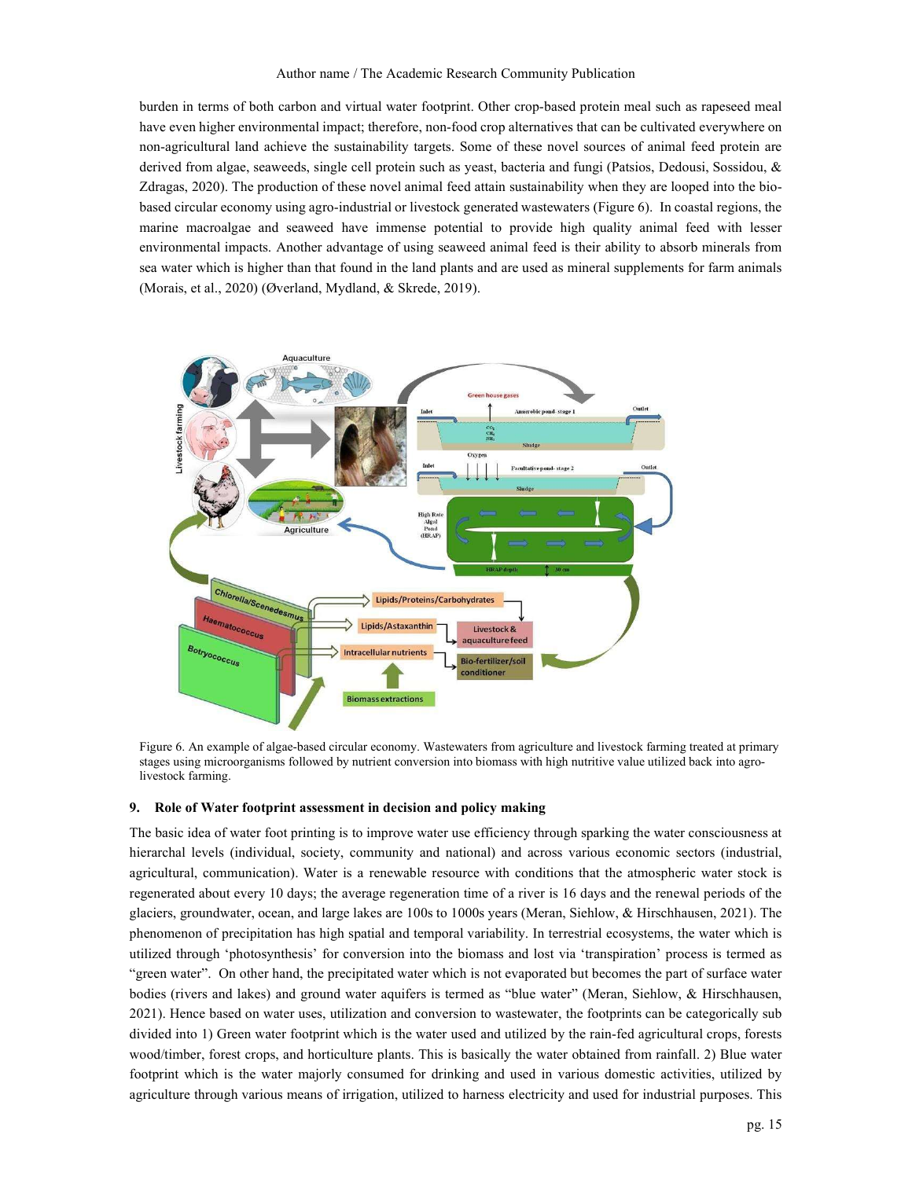burden in terms of both carbon and virtual water footprint. Other crop-based protein meal such as rapeseed meal have even higher environmental impact; therefore, non-food crop alternatives that can be cultivated everywhere on non-agricultural land achieve the sustainability targets. Some of these novel sources of animal feed protein are derived from algae, seaweeds, single cell protein such as yeast, bacteria and fungi (Patsios, Dedousi, Sossidou, & Zdragas, 2020). The production of these novel animal feed attain sustainability when they are looped into the bio-based circular economy using agro-industrial or livestock generated wastewaters (Figure 6). In coastal regions, the marine macroalgae and seaweed have immense potential to provide high quality animal feed with lesser environmental impacts. Another advantage of using seaweed animal feed is their ability to absorb minerals from sea water which is higher than that found in the land plants and are used as mineral supplements for farm animals (Morais, et al., 2020) (Øverland, Mydland, & Skrede, 2019).

Figure 6. An example of algae-based circular economy. Wastewaters from agriculture and livestock farming treated at primary stages using microorganisms followed by nutrient conversion into biomass with high nutritive value utilized back into agro-livestock farming.

## 9. Role of Water footprint assessment in decision and policy making

The basic idea of water foot printing is to improve water use efficiency through sparking the water consciousness at hierarchal levels (individual, society, community and national) and across various economic sectors (industrial, agricultural, communication). Water is a renewable resource with conditions that the atmospheric water stock is regenerated about every 10 days; the average regeneration time of a river is 16 days and the renewal periods of the glaciers, groundwater, ocean, and large lakes are 100s to 1000s years (Meran, Siehlow, & Hirschhausen, 2021). The phenomenon of precipitation has high spatial and temporal variability. In terrestrial ecosystems, the water which is utilized through 'photosynthesis' for conversion into the biomass and lost via 'transpiration' process is termed as "green water". On the other hand, the precipitated water which is not evaporated but becomes the part of surface water bodies (rivers and lakes) and ground water aquifers is termed as "blue water" (Meran, Siehlow, & Hirschhausen, 2021). Hence based on water uses, utilization and conversion to wastewater, the footprints can be categorically sub divided into 1) Green water footprint which is the water used and utilized by the rain-fed agricultural crops, forests wood/timber, forest crops, and horticulture plants. This is basically the water obtained from rainfall. 2) Blue water footprint which is the water majorly consumed for drinking and used in various domestic activities, utilized by agriculture through various means of irrigation, utilized to harness electricity and used for industrial purposes. This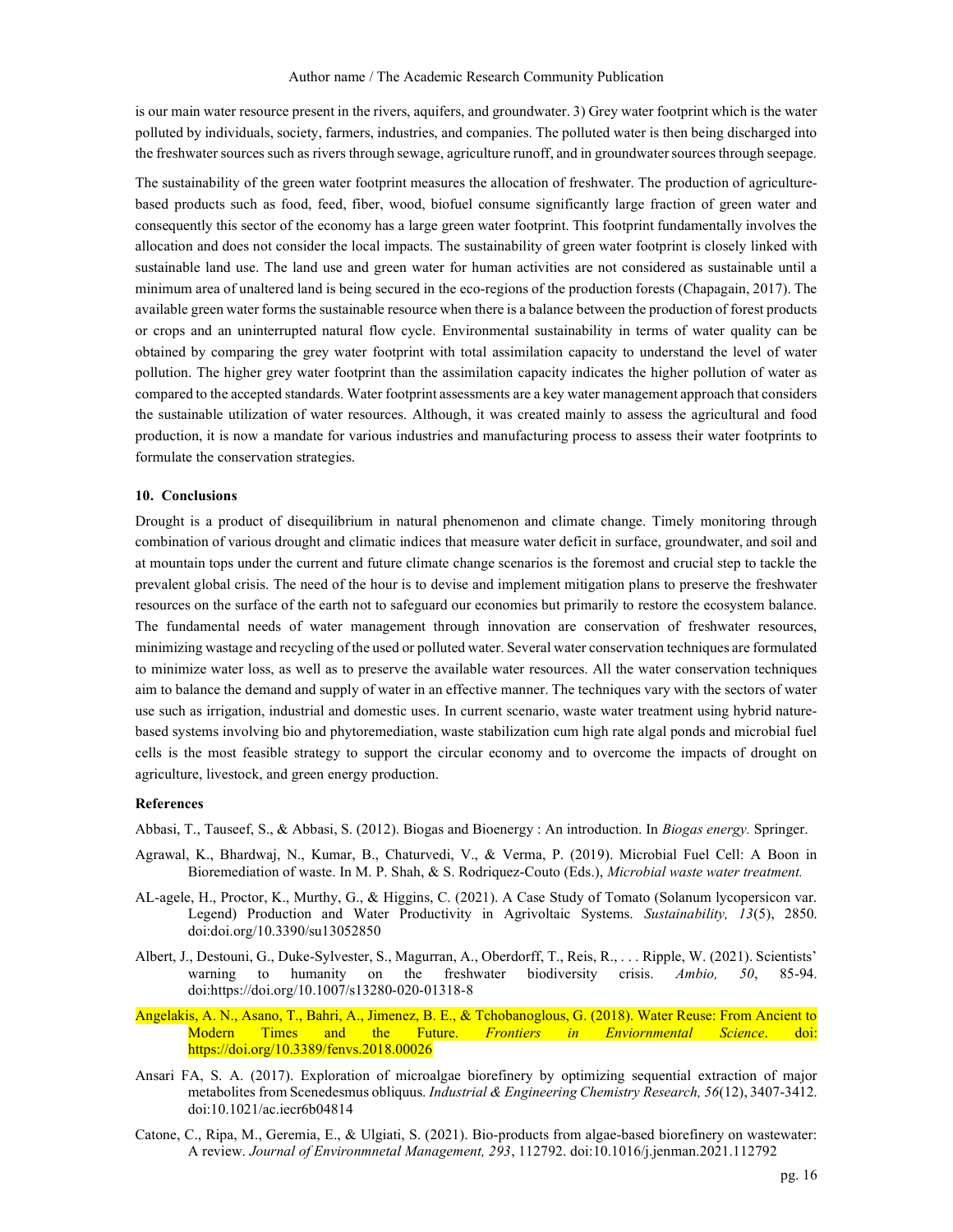is our main water resource present in the rivers, aquifers, and groundwater. 3) Grey water footprint which is the water polluted by individuals, society, farmers, industries, and companies. The polluted water is then being discharged into the freshwater sources such as rivers through sewage, agriculture runoff, and in groundwater sources through seepage.

The sustainability of the green water footprint measures the allocation of freshwater. The production of agriculture-based products such as food, feed, fiber, wood, biofuel consume significantly large fraction of green water and consequently this sector of the economy has a large green water footprint. This footprint fundamentally involves the allocation and does not consider the local impacts. The sustainability of green water footprint is closely linked with sustainable land use. The land use and green water for human activities are not considered as sustainable until a minimum area of unaltered land is being secured in the eco-regions of the production forests (Chapagain, 2017). The available green water forms the sustainable resource when there is a balance between the production of forest products or crops and an uninterrupted natural flow cycle. Environmental sustainability in terms of water quality can be obtained by comparing the grey water footprint with total assimilation capacity to understand the level of water pollution. The higher grey water footprint than the assimilation capacity indicates the higher pollution of water as compared to the accepted standards. Water footprint assessments are a key water management approach that considers the sustainable utilization of water resources. Although, it was created mainly to assess the agricultural and food production, it is now a mandate for various industries and manufacturing process to assess their water footprints to formulate the conservation strategies.

## 10. Conclusions

Drought is a product of disequilibrium in natural phenomenon and climate change. Timely monitoring through combination of various drought and climatic indices that measure water deficit in surface, groundwater, and soil and at mountain tops under the current and future climate change scenarios is the foremost and crucial step to tackle the prevalent global crisis. The need of the hour is to devise and implement mitigation plans to preserve the freshwater resources on the surface of the earth not to safeguard our economies but primarily to restore the ecosystem balance. The fundamental needs of water management through innovation are conservation of freshwater resources, minimizing wastage and recycling of the used or polluted water. Several water conservation techniques are formulated to minimize water loss, as well as to preserve the available water resources. All the water conservation techniques aim to balance the demand and supply of water in an effective manner. The techniques vary with the sectors of water use such as irrigation, industrial and domestic uses. In current scenario, waste water treatment using hybrid nature-based systems involving bio and phytoremediation, waste stabilization cum high rate algal ponds and microbial fuel cells is the most feasible strategy to support the circular economy and to overcome the impacts of drought on agriculture, livestock, and green energy production.

## References

Abbasi, T., Tauseef, S., & Abbasi, S. (2012). Biogas and Bioenergy : An introduction. In *Biogas energy.* Springer.

Agrawal, K., Bhardwaj, N., Kumar, B., Chaturvedi, V., & Verma, P. (2019). Microbial Fuel Cell: A Boon in Bioremediation of waste. In M. P. Shah, & S. Rodriquez-Couto (Eds.), *Microbial waste water treatment.*

AL-agele, H., Proctor, K., Murthy, G., & Higgins, C. (2021). A Case Study of Tomato (Solanum lycopersicon var. Legend) Production and Water Productivity in Agrivoltaic Systems. *Sustainability, 13*(5), 2850. doi:doi.org/10.3390/su13052850

Albert, J., Destouni, G., Duke-Sylvester, S., Magurran, A., Oberdorff, T., Reis, R., . . . Ripple, W. (2021). Scientists' warning to humanity on the freshwater biodiversity crisis. *Ambio, 50*, 85-94. doi:https://doi.org/10.1007/s13280-020-01318-8

Angelakis, A. N., Asano, T., Bahri, A., Jimenez, B. E., & Tchobanoglous, G. (2018). Water Reuse: From Ancient to Modern Times and the Future. *Frontiers in Enviornmental Science*. doi: https://doi.org/10.3389/fenvs.2018.00026

Ansari FA, S. A. (2017). Exploration of microalgae biorefinery by optimizing sequential extraction of major metabolites from Scenedesmus obliquus. *Industrial & Engineering Chemistry Research, 56*(12), 3407-3412. doi:10.1021/ac.iecr6b04814

Catone, C., Ripa, M., Geremia, E., & Ulgiati, S. (2021). Bio-products from algae-based biorefinery on wastewater: A review. *Journal of Environmnetal Management, 293*, 112792. doi:10.1016/j.jenman.2021.112792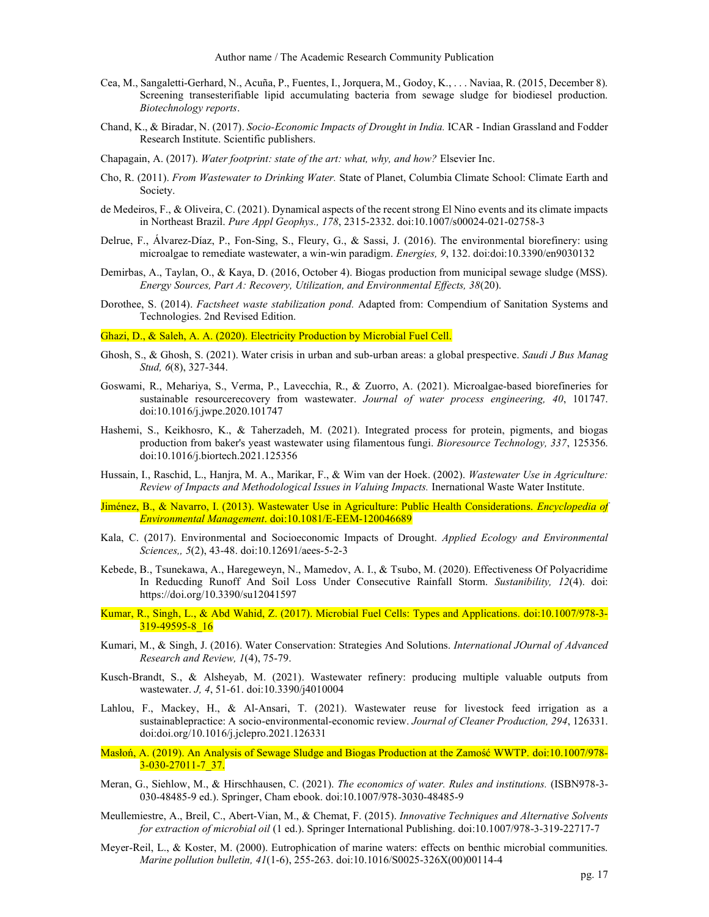Cea, M., Sangaletti-Gerhard, N., Acuña, P., Fuentes, I., Jorquera, M., Godoy, K., . . . Naviaa, R. (2015, December 8). Screening transesterifiable lipid accumulating bacteria from sewage sludge for biodiesel production. *Biotechnology reports*.

Chand, K., & Biradar, N. (2017). *Socio-Economic Impacts of Drought in India.* ICAR - Indian Grassland and Fodder Research Institute. Scientific publishers.

Chapagain, A. (2017). *Water footprint: state of the art: what, why, and how?* Elsevier Inc.

Cho, R. (2011). *From Wastewater to Drinking Water.* State of Planet, Columbia Climate School: Climate Earth and Society.

de Medeiros, F., & Oliveira, C. (2021). Dynamical aspects of the recent strong El Nino events and its climate impacts in Northeast Brazil. *Pure Appl Geophys., 178*, 2315-2332. doi:10.1007/s00024-021-02758-3

Delrue, F., Álvarez-Díaz, P., Fon-Sing, S., Fleury, G., & Sassi, J. (2016). The environmental biorefinery: using microalgae to remediate wastewater, a win-win paradigm. *Energies, 9*, 132. doi:doi:10.3390/en9030132

Demirbas, A., Taylan, O., & Kaya, D. (2016, October 4). Biogas production from municipal sewage sludge (MSS). *Energy Sources, Part A: Recovery, Utilization, and Environmental Effects, 38*(20).

Dorothee, S. (2014). *Factsheet waste stabilization pond.* Adapted from: Compendium of Sanitation Systems and Technologies. 2nd Revised Edition.

Ghazi, D., & Saleh, A. A. (2020). Electricity Production by Microbial Fuel Cell.

Ghosh, S., & Ghosh, S. (2021). Water crisis in urban and sub-urban areas: a global prespective. *Saudi J Bus Manag Stud, 6*(8), 327-344.

Goswami, R., Mehariya, S., Verma, P., Lavecchia, R., & Zuorro, A. (2021). Microalgae-based biorefineries for sustainable resourcerecovery from wastewater. *Journal of water process engineering, 40*, 101747. doi:10.1016/j.jwpe.2020.101747

Hashemi, S., Keikhosro, K., & Taherzadeh, M. (2021). Integrated process for protein, pigments, and biogas production from baker's yeast wastewater using filamentous fungi. *Bioresource Technology, 337*, 125356. doi:10.1016/j.biortech.2021.125356

Hussain, I., Raschid, L., Hanjra, M. A., Marikar, F., & Wim van der Hoek. (2002). *Wastewater Use in Agriculture: Review of Impacts and Methodological Issues in Valuing Impacts.* Inernational Waste Water Institute.

Jiménez, B., & Navarro, I. (2013). Wastewater Use in Agriculture: Public Health Considerations. *Encyclopedia of Environmental Management*. doi:10.1081/E-EEM-120046689

Kala, C. (2017). Environmental and Socioeconomic Impacts of Drought. *Applied Ecology and Environmental Sciences,, 5*(2), 43-48. doi:10.12691/aees-5-2-3

Kebede, B., Tsunekawa, A., Haregeweyn, N., Mamedov, A. I., & Tsubo, M. (2020). Effectiveness Of Polyacridime In Reducding Runoff And Soil Loss Under Consecutive Rainfall Storm. *Sustainability, 12*(4). doi: https://doi.org/10.3390/su12041597

Kumar, R., Singh, L., & Abd Wahid, Z. (2017). Microbial Fuel Cells: Types and Applications. doi:10.1007/978-3-319-49595-8_16

Kumari, M., & Singh, J. (2016). Water Conservation: Strategies And Solutions. *International JOurnal of Advanced Research and Review, 1*(4), 75-79.

Kusch-Brandt, S., & Alsheyab, M. (2021). Wastewater refinery: producing multiple valuable outputs from wastewater. *J, 4*, 51-61. doi:10.3390/j4010004

Lahlou, F., Mackey, H., & Al-Ansari, T. (2021). Wastewater reuse for livestock feed irrigation as a sustainablepractice: A socio-environmental-economic review. *Journal of Cleaner Production, 294*, 126331. doi:doi.org/10.1016/j.jclepro.2021.126331

Masłoń, A. (2019). An Analysis of Sewage Sludge and Biogas Production at the Zamość WWTP. doi:10.1007/978-3-030-27011-7_37.

Meran, G., Siehlow, M., & Hirschhausen, C. (2021). *The economics of water. Rules and institutions.* (ISBN978-3-030-48485-9 ed.). Springer, Cham ebook. doi:10.1007/978-3030-48485-9

Meullemiestre, A., Breil, C., Abert-Vian, M., & Chemat, F. (2015). *Innovative Techniques and Alternative Solvents for extraction of microbial oil* (1 ed.). Springer International Publishing. doi:10.1007/978-3-319-22717-7

Meyer-Reil, L., & Koster, M. (2000). Eutrophication of marine waters: effects on benthic microbial communities. *Marine pollution bulletin, 41*(1-6), 255-263. doi:10.1016/S0025-326X(00)00114-4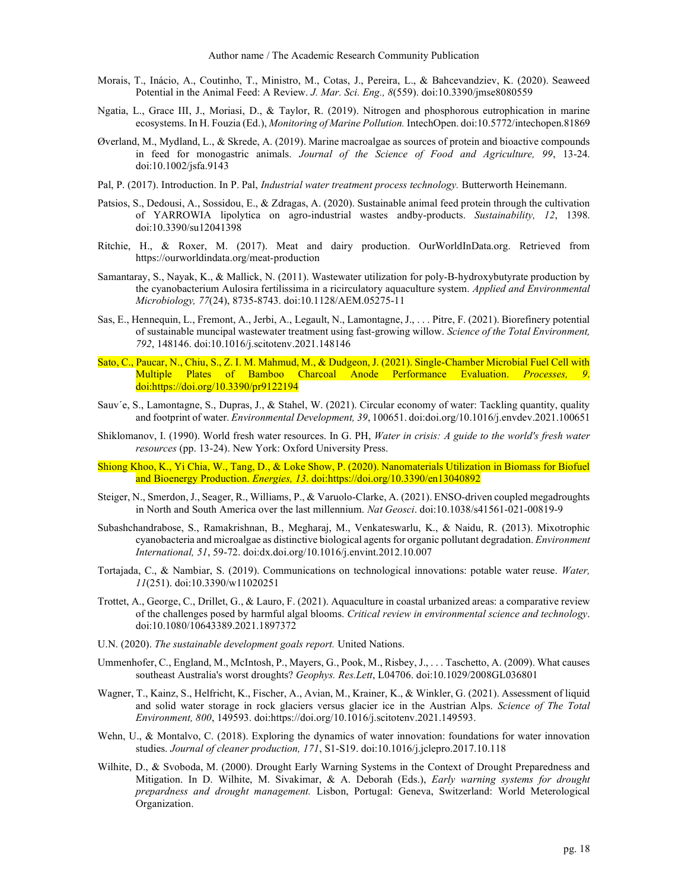Morais, T., Inácio, A., Coutinho, T., Ministro, M., Cotas, J., Pereira, L., & Bahcevandziev, K. (2020). Seaweed Potential in the Animal Feed: A Review. *J. Mar. Sci. Eng., 8*(559). doi:10.3390/jmse8080559

Ngatia, L., Grace III, J., Moriasi, D., & Taylor, R. (2019). Nitrogen and phosphorous eutrophication in marine ecosystems. In H. Fouzia (Ed.), *Monitoring of Marine Pollution.* IntechOpen. doi:10.5772/intechopen.81869

Øverland, M., Mydland, L., & Skrede, A. (2019). Marine macroalgae as sources of protein and bioactive compounds in feed for monogastric animals. *Journal of the Science of Food and Agriculture, 99*, 13-24. doi:10.1002/jsfa.9143

Pal, P. (2017). Introduction. In P. Pal, *Industrial water treatment process technology.* Butterworth Heinemann.

Patsios, S., Dedousi, A., Sossidou, E., & Zdragas, A. (2020). Sustainable animal feed protein through the cultivation of YARROWIA lipolytica on agro-industrial wastes andby-products. *Sustainability, 12*, 1398. doi:10.3390/su12041398

Ritchie, H., & Roxer, M. (2017). Meat and dairy production. OurWorldInData.org. Retrieved from https://ourworldindata.org/meat-production

Samantaray, S., Nayak, K., & Mallick, N. (2011). Wastewater utilization for poly-B-hydroxybutyrate production by the cyanobacterium Aulosira fertilissima in a ricirculatory aquaculture system. *Applied and Environmental Microbiology, 77*(24), 8735-8743. doi:10.1128/AEM.05275-11

Sas, E., Hennequin, L., Fremont, A., Jerbi, A., Legault, N., Lamontagne, J., . . . Pitre, F. (2021). Biorefinery potential of sustainable muncipal wastewater treatment using fast-growing willow. *Science of the Total Environment, 792*, 148146. doi:10.1016/j.scitotenv.2021.148146

Sato, C., Paucar, N., Chiu, S., Z. I. M. Mahmud, M., & Dudgeon, J. (2021). Single-Chamber Microbial Fuel Cell with Multiple Plates of Bamboo Charcoal Anode Performance Evaluation. *Processes, 9*. doi:https://doi.org/10.3390/pr9122194

Sauv´e, S., Lamontagne, S., Dupras, J., & Stahel, W. (2021). Circular economy of water: Tackling quantity, quality and footprint of water. *Environmental Development, 39*, 100651. doi:doi.org/10.1016/j.envdev.2021.100651

Shiklomanov, I. (1990). World fresh water resources. In G. PH, *Water in crisis: A guide to the world's fresh water resources* (pp. 13-24). New York: Oxford University Press.

Shiong Khoo, K., Yi Chia, W., Tang, D., & Loke Show, P. (2020). Nanomaterials Utilization in Biomass for Biofuel and Bioenergy Production. *Energies, 13*. doi:https://doi.org/10.3390/en13040892

Steiger, N., Smerdon, J., Seager, R., Williams, P., & Varuolo-Clarke, A. (2021). ENSO-driven coupled megadroughts in North and South America over the last millennium. *Nat Geosci*. doi:10.1038/s41561-021-00819-9

Subashchandrabose, S., Ramakrishnan, B., Megharaj, M., Venkateswarlu, K., & Naidu, R. (2013). Mixotrophic cyanobacteria and microalgae as distinctive biological agents for organic pollutant degradation. *Environment International, 51*, 59-72. doi:dx.doi.org/10.1016/j.envint.2012.10.007

Tortajada, C., & Nambiar, S. (2019). Communications on technological innovations: potable water reuse. *Water, 11*(251). doi:10.3390/w11020251

Trottet, A., George, C., Drillet, G., & Lauro, F. (2021). Aquaculture in coastal urbanized areas: a comparative review of the challenges posed by harmful algal blooms. *Critical review in environmental science and technology*. doi:10.1080/10643389.2021.1897372

U.N. (2020). *The sustainable development goals report.* United Nations.

Ummenhofer, C., England, M., McIntosh, P., Mayers, G., Pook, M., Risbey, J., . . . Taschetto, A. (2009). What causes southeast Australia's worst droughts? *Geophys. Res.Lett*, L04706. doi:10.1029/2008GL036801

Wagner, T., Kainz, S., Helfricht, K., Fischer, A., Avian, M., Krainer, K., & Winkler, G. (2021). Assessment of liquid and solid water storage in rock glaciers versus glacier ice in the Austrian Alps. *Science of The Total Environment, 800*, 149593. doi:https://doi.org/10.1016/j.scitotenv.2021.149593.

Wehn, U., & Montalvo, C. (2018). Exploring the dynamics of water innovation: foundations for water innovation studies. *Journal of cleaner production, 171*, S1-S19. doi:10.1016/j.jclepro.2017.10.118

Wilhite, D., & Svoboda, M. (2000). Drought Early Warning Systems in the Context of Drought Preparedness and Mitigation. In D. Wilhite, M. Sivakimar, & A. Deborah (Eds.), *Early warning systems for drought prepardness and drought management.* Lisbon, Portugal: Geneva, Switzerland: World Meterological Organization.